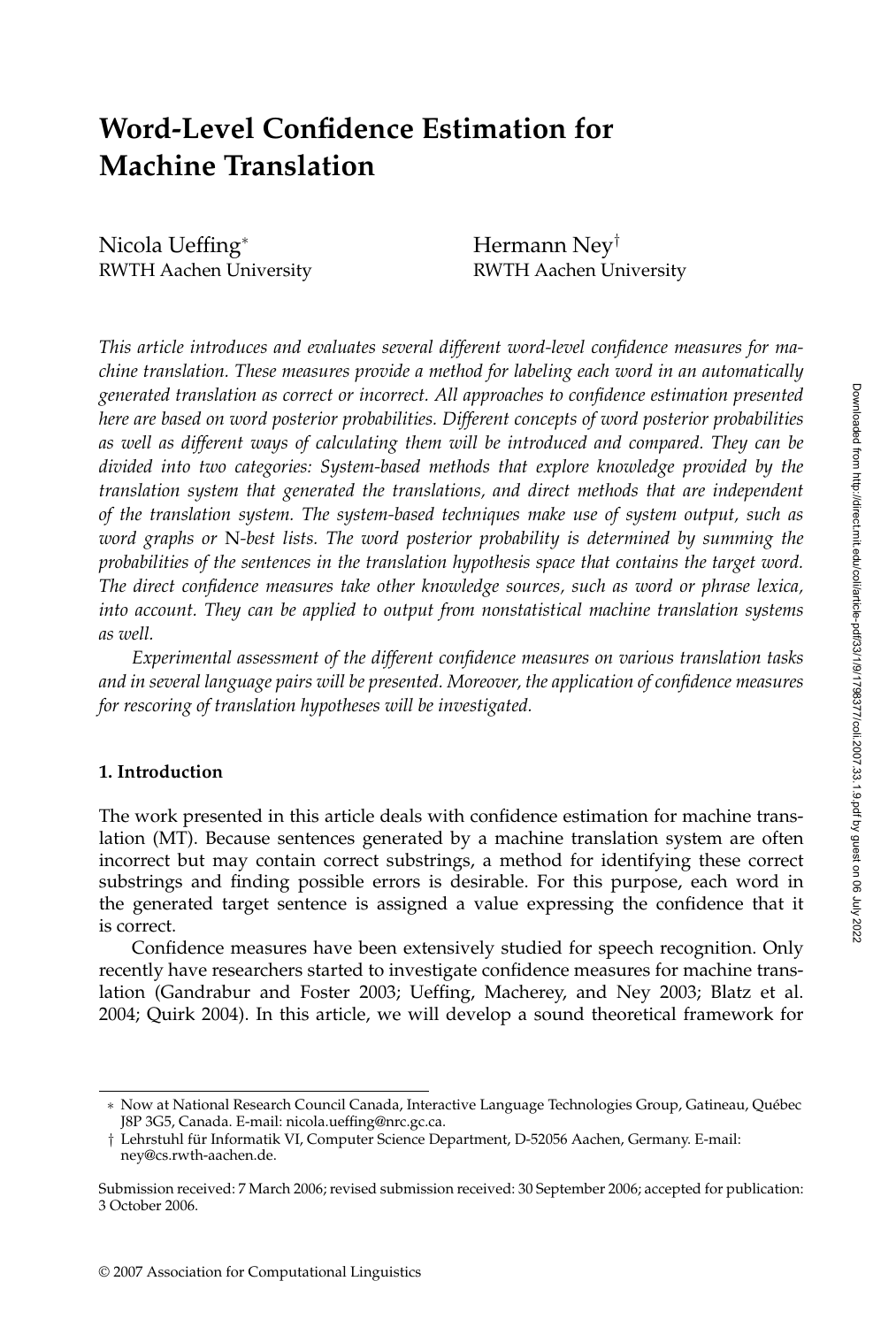# Word-Level Confidence Estimation for Machine Translation

Nicola Ueffing*
RWTH Aachen University

Hermann Ney†
RWTH Aachen University

*This article introduces and evaluates several different word-level confidence measures for machine translation. These measures provide a method for labeling each word in an automatically generated translation as correct or incorrect. All approaches to confidence estimation presented here are based on word posterior probabilities. Different concepts of word posterior probabilities as well as different ways of calculating them will be introduced and compared. They can be divided into two categories: System-based methods that explore knowledge provided by the translation system that generated the translations, and direct methods that are independent of the translation system. The system-based techniques make use of system output, such as word graphs or* N*-best lists. The word posterior probability is determined by summing the probabilities of the sentences in the translation hypothesis space that contains the target word. The direct confidence measures take other knowledge sources, such as word or phrase lexica, into account. They can be applied to output from nonstatistical machine translation systems as well.*

*Experimental assessment of the different confidence measures on various translation tasks and in several language pairs will be presented. Moreover, the application of confidence measures for rescoring of translation hypotheses will be investigated.*

## 1. Introduction

The work presented in this article deals with confidence estimation for machine translation (MT). Because sentences generated by a machine translation system are often incorrect but may contain correct substrings, a method for identifying these correct substrings and finding possible errors is desirable. For this purpose, each word in the generated target sentence is assigned a value expressing the confidence that it is correct.

Confidence measures have been extensively studied for speech recognition. Only recently have researchers started to investigate confidence measures for machine translation (Gandrabur and Foster 2003; Ueffing, Macherey, and Ney 2003; Blatz et al. 2004; Quirk 2004). In this article, we will develop a sound theoretical framework for

* Now at National Research Council Canada, Interactive Language Technologies Group, Gatineau, Québec J8P 3G5, Canada. E-mail: nicola.ueffing@nrc.gc.ca.

† Lehrstuhl für Informatik VI, Computer Science Department, D-52056 Aachen, Germany. E-mail: ney@cs.rwth-aachen.de.

Submission received: 7 March 2006; revised submission received: 30 September 2006; accepted for publication: 3 October 2006.

© 2007 Association for Computational Linguistics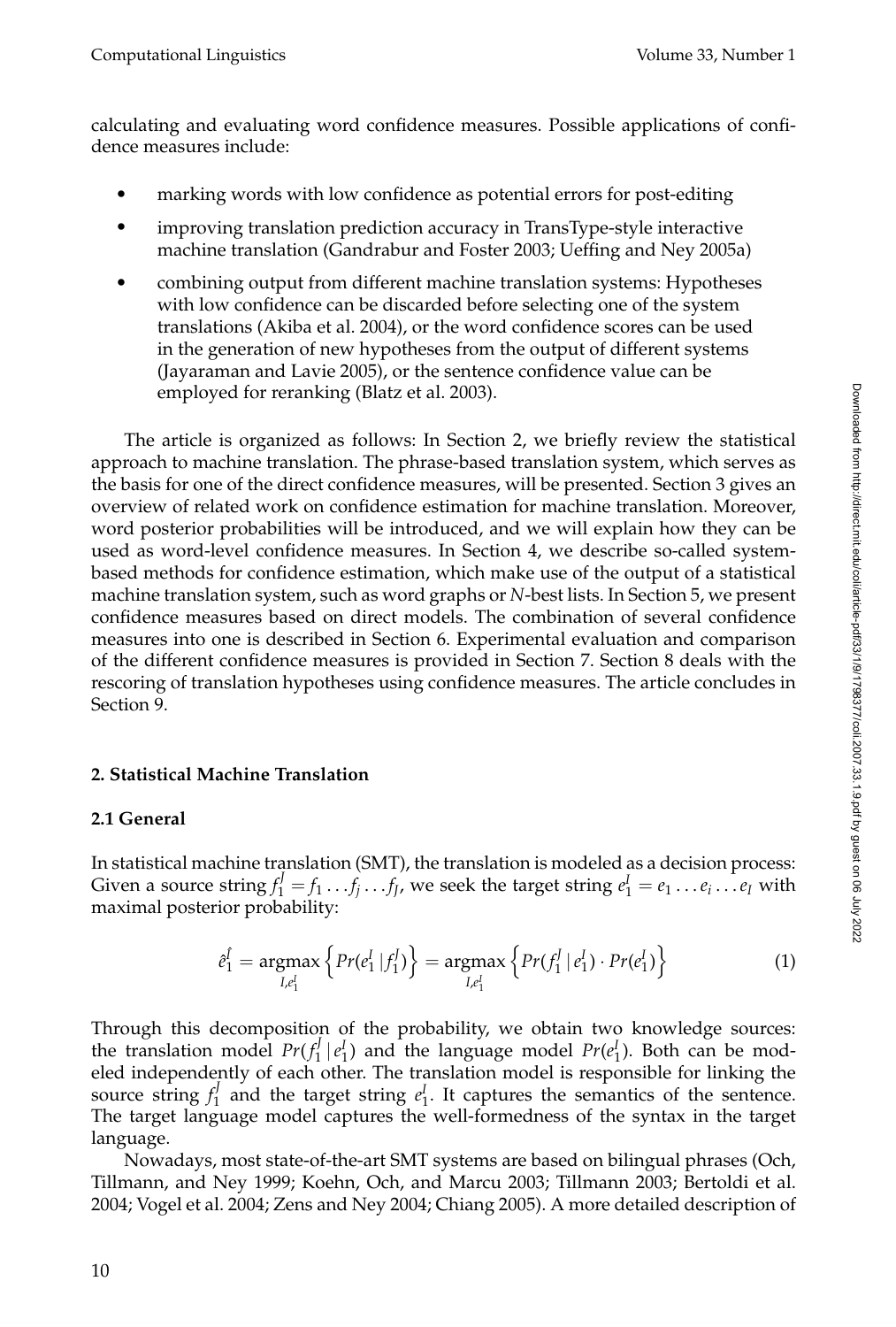calculating and evaluating word confidence measures. Possible applications of confidence measures include:

- marking words with low confidence as potential errors for post-editing
- improving translation prediction accuracy in TransType-style interactive machine translation (Gandrabur and Foster 2003; Ueffing and Ney 2005a)
- combining output from different machine translation systems: Hypotheses with low confidence can be discarded before selecting one of the system translations (Akiba et al. 2004), or the word confidence scores can be used in the generation of new hypotheses from the output of different systems (Jayaraman and Lavie 2005), or the sentence confidence value can be employed for reranking (Blatz et al. 2003).

The article is organized as follows: In Section 2, we briefly review the statistical approach to machine translation. The phrase-based translation system, which serves as the basis for one of the direct confidence measures, will be presented. Section 3 gives an overview of related work on confidence estimation for machine translation. Moreover, word posterior probabilities will be introduced, and we will explain how they can be used as word-level confidence measures. In Section 4, we describe so-called system-based methods for confidence estimation, which make use of the output of a statistical machine translation system, such as word graphs or *N*-best lists. In Section 5, we present confidence measures based on direct models. The combination of several confidence measures into one is described in Section 6. Experimental evaluation and comparison of the different confidence measures is provided in Section 7. Section 8 deals with the rescoring of translation hypotheses using confidence measures. The article concludes in Section 9.

## 2. Statistical Machine Translation

### 2.1 General

In statistical machine translation (SMT), the translation is modeled as a decision process: Given a source string $f_1^J = f_1 \dots f_j \dots f_J$, we seek the target string $e_1^I = e_1 \dots e_i \dots e_I$ with maximal posterior probability:

$$\hat{e}_1^{\hat{I}} = \underset{I, e_1^I}{\operatorname{argmax}} \left\{ Pr(e_1^I \,|\, f_1^J) \right\} = \underset{I, e_1^I}{\operatorname{argmax}} \left\{ Pr(f_1^J \,|\, e_1^I) \cdot Pr(e_1^I) \right\} \tag{1}$$

Through this decomposition of the probability, we obtain two knowledge sources: the translation model $Pr(f_1^J \,|\, e_1^I)$ and the language model $Pr(e_1^I)$. Both can be modeled independently of each other. The translation model is responsible for linking the source string $f_1^J$ and the target string $e_1^I$. It captures the semantics of the sentence. The target language model captures the well-formedness of the syntax in the target language.

Nowadays, most state-of-the-art SMT systems are based on bilingual phrases (Och, Tillmann, and Ney 1999; Koehn, Och, and Marcu 2003; Tillmann 2003; Bertoldi et al. 2004; Vogel et al. 2004; Zens and Ney 2004; Chiang 2005). A more detailed description of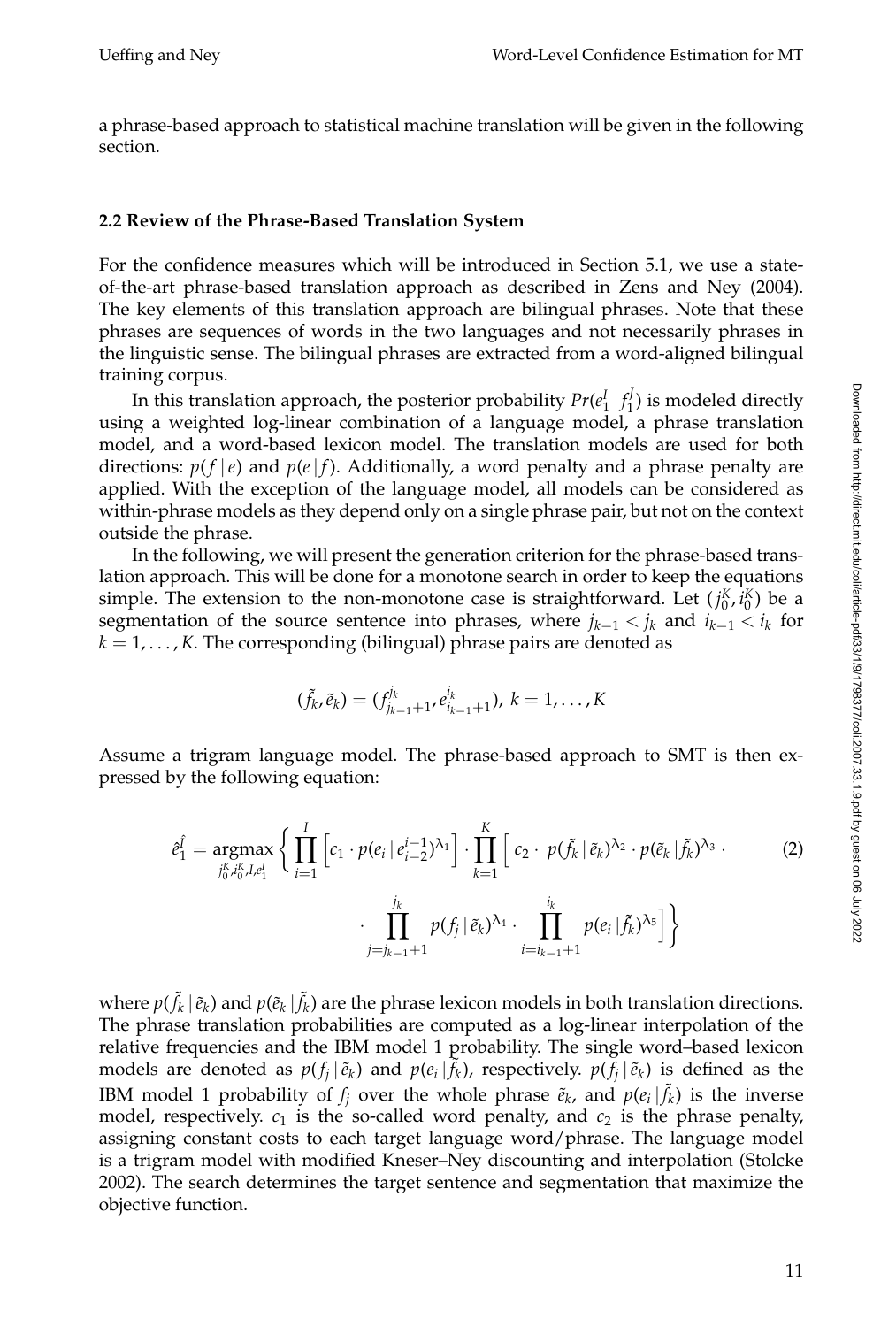a phrase-based approach to statistical machine translation will be given in the following section.

### 2.2 Review of the Phrase-Based Translation System

For the confidence measures which will be introduced in Section 5.1, we use a state-of-the-art phrase-based translation approach as described in Zens and Ney (2004). The key elements of this translation approach are bilingual phrases. Note that these phrases are sequences of words in the two languages and not necessarily phrases in the linguistic sense. The bilingual phrases are extracted from a word-aligned bilingual training corpus.

In this translation approach, the posterior probability $Pr(e_1^I \mid f_1^J)$ is modeled directly using a weighted log-linear combination of a language model, a phrase translation model, and a word-based lexicon model. The translation models are used for both directions: $p(f \mid e)$ and $p(e \mid f)$. Additionally, a word penalty and a phrase penalty are applied. With the exception of the language model, all models can be considered as within-phrase models as they depend only on a single phrase pair, but not on the context outside the phrase.

In the following, we will present the generation criterion for the phrase-based translation approach. This will be done for a monotone search in order to keep the equations simple. The extension to the non-monotone case is straightforward. Let $(j_0^K, i_0^K)$ be a segmentation of the source sentence into phrases, where $j_{k-1} < j_k$ and $i_{k-1} < i_k$ for $k = 1, \ldots, K$. The corresponding (bilingual) phrase pairs are denoted as

$$(\tilde{f}_k, \tilde{e}_k) = (f_{j_{k-1}+1}^{j_k}, e_{i_{k-1}+1}^{i_k}),\ k = 1, \ldots, K$$

Assume a trigram language model. The phrase-based approach to SMT is then expressed by the following equation:

$$\hat{e}_1^{\hat{I}} = \operatorname*{argmax}_{j_0^K, i_0^K, I, e_1^I} \Bigg\{ \prod_{i=1}^{I} \Big[ c_1 \cdot p(e_i \mid e_{i-2}^{i-1})^{\lambda_1} \Big] \cdot \prod_{k=1}^{K} \Big[ c_2 \cdot p(\tilde{f}_k \mid \tilde{e}_k)^{\lambda_2} \cdot p(\tilde{e}_k \mid \tilde{f}_k)^{\lambda_3} \cdot \\ \cdot \prod_{j=j_{k-1}+1}^{j_k} p(f_j \mid \tilde{e}_k)^{\lambda_4} \cdot \prod_{i=i_{k-1}+1}^{i_k} p(e_i \mid \tilde{f}_k)^{\lambda_5} \Big] \Bigg\} \tag{2}$$

where $p(\tilde{f}_k \mid \tilde{e}_k)$ and $p(\tilde{e}_k \mid \tilde{f}_k)$ are the phrase lexicon models in both translation directions. The phrase translation probabilities are computed as a log-linear interpolation of the relative frequencies and the IBM model 1 probability. The single word–based lexicon models are denoted as $p(f_j \mid \tilde{e}_k)$ and $p(e_i \mid \tilde{f}_k)$, respectively. $p(f_j \mid \tilde{e}_k)$ is defined as the IBM model 1 probability of $f_j$ over the whole phrase $\tilde{e}_k$, and $p(e_i \mid \tilde{f}_k)$ is the inverse model, respectively. $c_1$ is the so-called word penalty, and $c_2$ is the phrase penalty, assigning constant costs to each target language word/phrase. The language model is a trigram model with modified Kneser–Ney discounting and interpolation (Stolcke 2002). The search determines the target sentence and segmentation that maximize the objective function.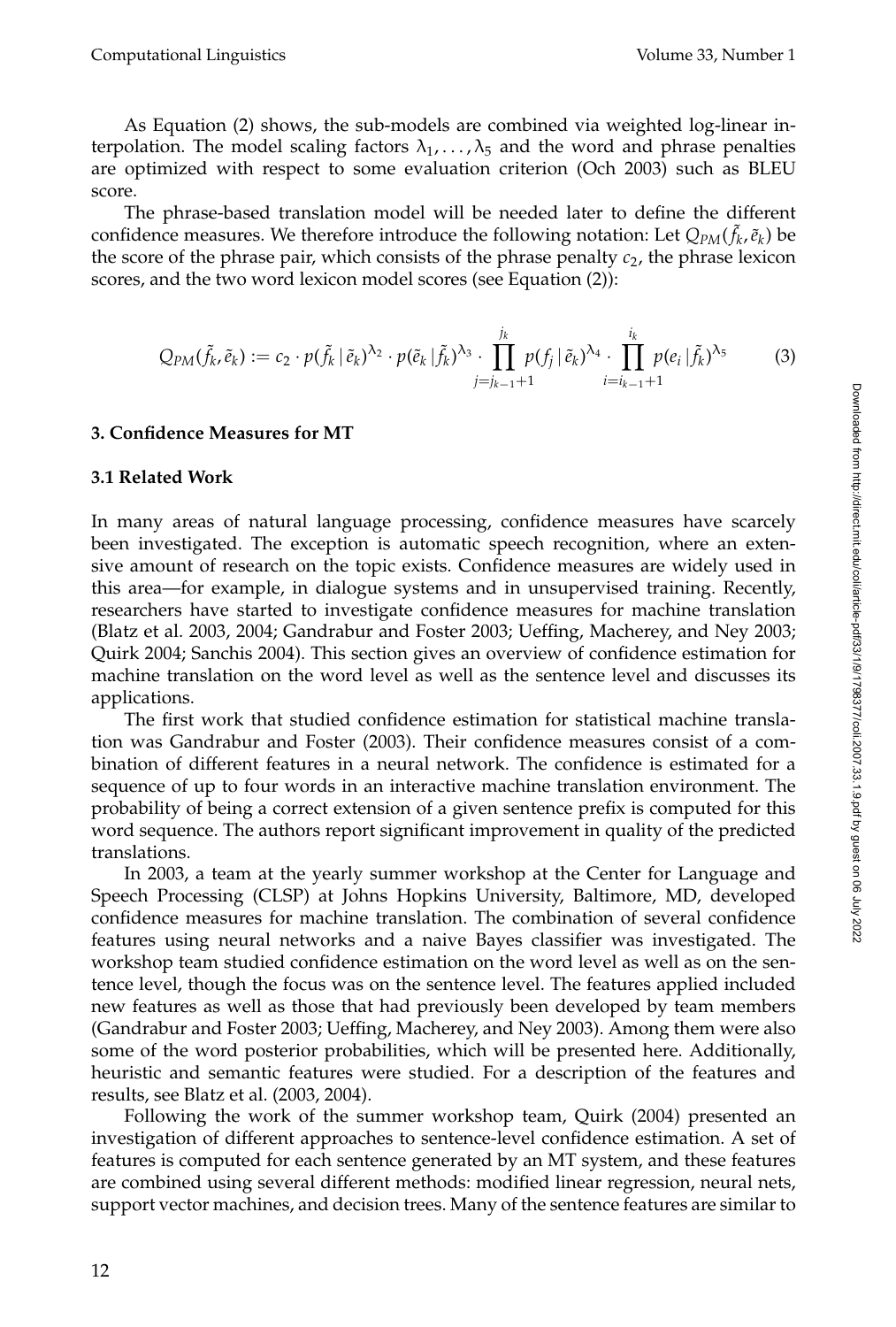As Equation (2) shows, the sub-models are combined via weighted log-linear interpolation. The model scaling factors $\lambda_1, \ldots, \lambda_5$ and the word and phrase penalties are optimized with respect to some evaluation criterion (Och 2003) such as BLEU score.

The phrase-based translation model will be needed later to define the different confidence measures. We therefore introduce the following notation: Let $Q_{PM}(\tilde{f}_k, \tilde{e}_k)$ be the score of the phrase pair, which consists of the phrase penalty $c_2$, the phrase lexicon scores, and the two word lexicon model scores (see Equation (2)):

$$Q_{PM}(\tilde{f}_k, \tilde{e}_k) := c_2 \cdot p(\tilde{f}_k \,|\, \tilde{e}_k)^{\lambda_2} \cdot p(\tilde{e}_k \,|\, \tilde{f}_k)^{\lambda_3} \cdot \prod_{j=j_{k-1}+1}^{j_k} p(f_j \,|\, \tilde{e}_k)^{\lambda_4} \cdot \prod_{i=i_{k-1}+1}^{i_k} p(e_i \,|\, \tilde{f}_k)^{\lambda_5} \tag{3}$$

## 3. Confidence Measures for MT

### 3.1 Related Work

In many areas of natural language processing, confidence measures have scarcely been investigated. The exception is automatic speech recognition, where an extensive amount of research on the topic exists. Confidence measures are widely used in this area—for example, in dialogue systems and in unsupervised training. Recently, researchers have started to investigate confidence measures for machine translation (Blatz et al. 2003, 2004; Gandrabur and Foster 2003; Ueffing, Macherey, and Ney 2003; Quirk 2004; Sanchis 2004). This section gives an overview of confidence estimation for machine translation on the word level as well as the sentence level and discusses its applications.

The first work that studied confidence estimation for statistical machine translation was Gandrabur and Foster (2003). Their confidence measures consist of a combination of different features in a neural network. The confidence is estimated for a sequence of up to four words in an interactive machine translation environment. The probability of being a correct extension of a given sentence prefix is computed for this word sequence. The authors report significant improvement in quality of the predicted translations.

In 2003, a team at the yearly summer workshop at the Center for Language and Speech Processing (CLSP) at Johns Hopkins University, Baltimore, MD, developed confidence measures for machine translation. The combination of several confidence features using neural networks and a naive Bayes classifier was investigated. The workshop team studied confidence estimation on the word level as well as on the sentence level, though the focus was on the sentence level. The features applied included new features as well as those that had previously been developed by team members (Gandrabur and Foster 2003; Ueffing, Macherey, and Ney 2003). Among them were also some of the word posterior probabilities, which will be presented here. Additionally, heuristic and semantic features were studied. For a description of the features and results, see Blatz et al. (2003, 2004).

Following the work of the summer workshop team, Quirk (2004) presented an investigation of different approaches to sentence-level confidence estimation. A set of features is computed for each sentence generated by an MT system, and these features are combined using several different methods: modified linear regression, neural nets, support vector machines, and decision trees. Many of the sentence features are similar to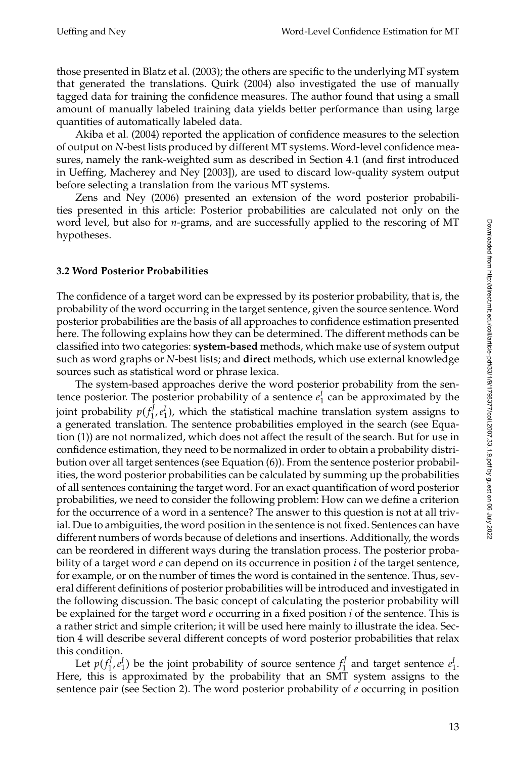those presented in Blatz et al. (2003); the others are specific to the underlying MT system that generated the translations. Quirk (2004) also investigated the use of manually tagged data for training the confidence measures. The author found that using a small amount of manually labeled training data yields better performance than using large quantities of automatically labeled data.

Akiba et al. (2004) reported the application of confidence measures to the selection of output on *N*-best lists produced by different MT systems. Word-level confidence measures, namely the rank-weighted sum as described in Section 4.1 (and first introduced in Ueffing, Macherey and Ney [2003]), are used to discard low-quality system output before selecting a translation from the various MT systems.

Zens and Ney (2006) presented an extension of the word posterior probabilities presented in this article: Posterior probabilities are calculated not only on the word level, but also for *n*-grams, and are successfully applied to the rescoring of MT hypotheses.

### 3.2 Word Posterior Probabilities

The confidence of a target word can be expressed by its posterior probability, that is, the probability of the word occurring in the target sentence, given the source sentence. Word posterior probabilities are the basis of all approaches to confidence estimation presented here. The following explains how they can be determined. The different methods can be classified into two categories: **system-based** methods, which make use of system output such as word graphs or *N*-best lists; and **direct** methods, which use external knowledge sources such as statistical word or phrase lexica.

The system-based approaches derive the word posterior probability from the sentence posterior. The posterior probability of a sentence $e_1^I$ can be approximated by the joint probability $p(f_1^J, e_1^I)$, which the statistical machine translation system assigns to a generated translation. The sentence probabilities employed in the search (see Equation (1)) are not normalized, which does not affect the result of the search. But for use in confidence estimation, they need to be normalized in order to obtain a probability distribution over all target sentences (see Equation (6)). From the sentence posterior probabilities, the word posterior probabilities can be calculated by summing up the probabilities of all sentences containing the target word. For an exact quantification of word posterior probabilities, we need to consider the following problem: How can we define a criterion for the occurrence of a word in a sentence? The answer to this question is not at all trivial. Due to ambiguities, the word position in the sentence is not fixed. Sentences can have different numbers of words because of deletions and insertions. Additionally, the words can be reordered in different ways during the translation process. The posterior probability of a target word *e* can depend on its occurrence in position *i* of the target sentence, for example, or on the number of times the word is contained in the sentence. Thus, several different definitions of posterior probabilities will be introduced and investigated in the following discussion. The basic concept of calculating the posterior probability will be explained for the target word *e* occurring in a fixed position *i* of the sentence. This is a rather strict and simple criterion; it will be used here mainly to illustrate the idea. Section 4 will describe several different concepts of word posterior probabilities that relax this condition.

Let $p(f_1^J, e_1^I)$ be the joint probability of source sentence $f_1^J$ and target sentence $e_1^I$. Here, this is approximated by the probability that an SMT system assigns to the sentence pair (see Section 2). The word posterior probability of *e* occurring in position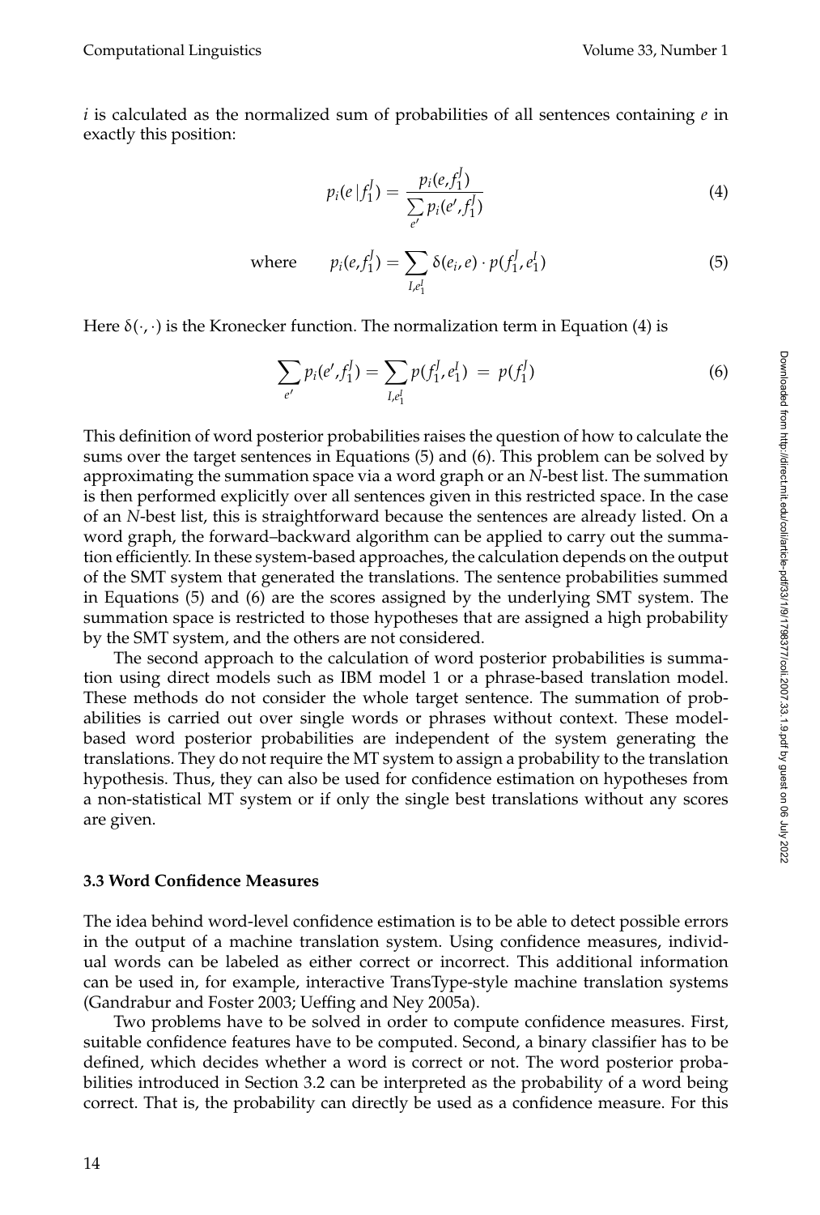$i$ is calculated as the normalized sum of probabilities of all sentences containing $e$ in exactly this position:

$$p_i(e \,|\, f_1^J) = \frac{p_i(e, f_1^J)}{\sum\limits_{e'} p_i(e', f_1^J)} \tag{4}$$

$$\text{where} \qquad p_i(e, f_1^J) = \sum_{I, e_1^I} \delta(e_i, e) \cdot p(f_1^J, e_1^I) \tag{5}$$

Here $\delta(\cdot, \cdot)$ is the Kronecker function. The normalization term in Equation (4) is

$$\sum_{e'} p_i(e', f_1^J) = \sum_{I, e_1^I} p(f_1^J, e_1^I) \;=\; p(f_1^J) \tag{6}$$

This definition of word posterior probabilities raises the question of how to calculate the sums over the target sentences in Equations (5) and (6). This problem can be solved by approximating the summation space via a word graph or an $N$-best list. The summation is then performed explicitly over all sentences given in this restricted space. In the case of an $N$-best list, this is straightforward because the sentences are already listed. On a word graph, the forward–backward algorithm can be applied to carry out the summation efficiently. In these system-based approaches, the calculation depends on the output of the SMT system that generated the translations. The sentence probabilities summed in Equations (5) and (6) are the scores assigned by the underlying SMT system. The summation space is restricted to those hypotheses that are assigned a high probability by the SMT system, and the others are not considered.

The second approach to the calculation of word posterior probabilities is summation using direct models such as IBM model 1 or a phrase-based translation model. These methods do not consider the whole target sentence. The summation of probabilities is carried out over single words or phrases without context. These model-based word posterior probabilities are independent of the system generating the translations. They do not require the MT system to assign a probability to the translation hypothesis. Thus, they can also be used for confidence estimation on hypotheses from a non-statistical MT system or if only the single best translations without any scores are given.

### 3.3 Word Confidence Measures

The idea behind word-level confidence estimation is to be able to detect possible errors in the output of a machine translation system. Using confidence measures, individual words can be labeled as either correct or incorrect. This additional information can be used in, for example, interactive TransType-style machine translation systems (Gandrabur and Foster 2003; Ueffing and Ney 2005a).

Two problems have to be solved in order to compute confidence measures. First, suitable confidence features have to be computed. Second, a binary classifier has to be defined, which decides whether a word is correct or not. The word posterior probabilities introduced in Section 3.2 can be interpreted as the probability of a word being correct. That is, the probability can directly be used as a confidence measure. For this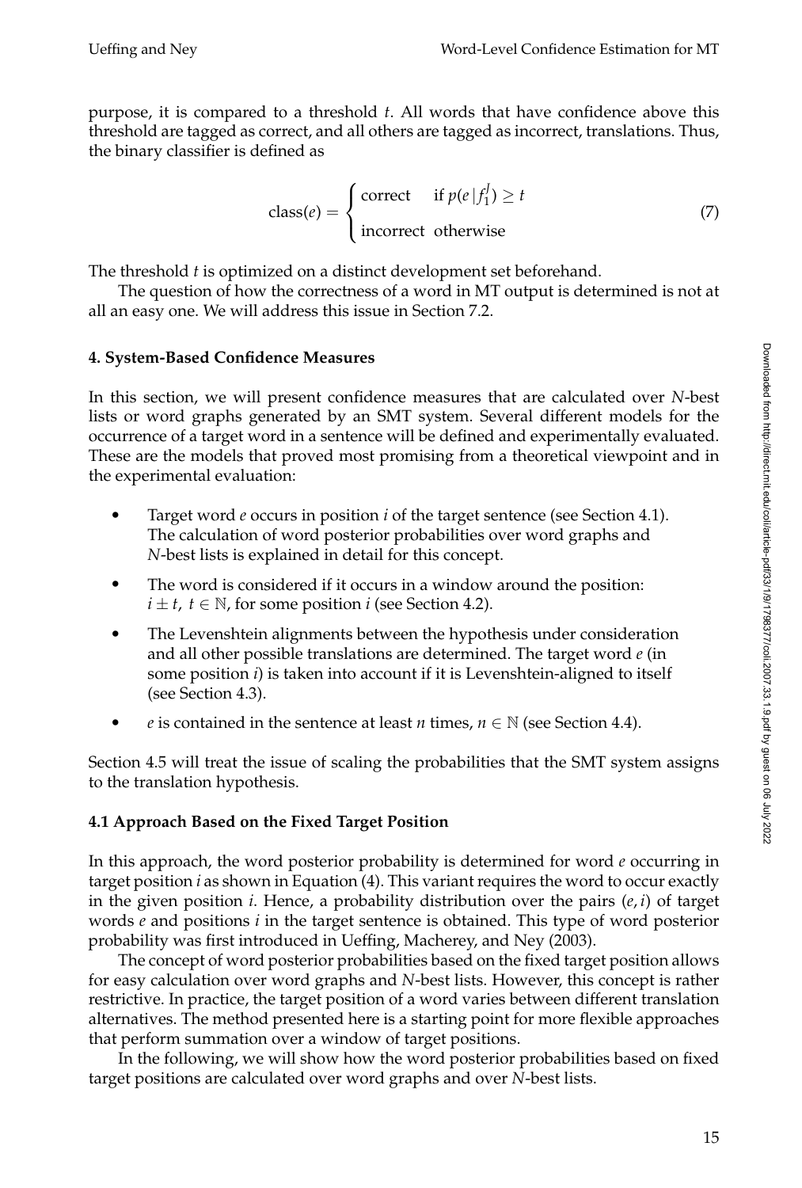purpose, it is compared to a threshold $t$. All words that have confidence above this threshold are tagged as correct, and all others are tagged as incorrect, translations. Thus, the binary classifier is defined as

$$\text{class}(e) = \begin{cases} \text{correct} & \text{if } p(e \mid f_1^J) \geq t \\ \text{incorrect} & \text{otherwise} \end{cases} \tag{7}$$

The threshold $t$ is optimized on a distinct development set beforehand.

The question of how the correctness of a word in MT output is determined is not at all an easy one. We will address this issue in Section 7.2.

## 4. System-Based Confidence Measures

In this section, we will present confidence measures that are calculated over $N$-best lists or word graphs generated by an SMT system. Several different models for the occurrence of a target word in a sentence will be defined and experimentally evaluated. These are the models that proved most promising from a theoretical viewpoint and in the experimental evaluation:

- Target word $e$ occurs in position $i$ of the target sentence (see Section 4.1). The calculation of word posterior probabilities over word graphs and $N$-best lists is explained in detail for this concept.
- The word is considered if it occurs in a window around the position: $i \pm t,\ t \in \mathbb{N}$, for some position $i$ (see Section 4.2).
- The Levenshtein alignments between the hypothesis under consideration and all other possible translations are determined. The target word $e$ (in some position $i$) is taken into account if it is Levenshtein-aligned to itself (see Section 4.3).
- $e$ is contained in the sentence at least $n$ times, $n \in \mathbb{N}$ (see Section 4.4).

Section 4.5 will treat the issue of scaling the probabilities that the SMT system assigns to the translation hypothesis.

### 4.1 Approach Based on the Fixed Target Position

In this approach, the word posterior probability is determined for word $e$ occurring in target position $i$ as shown in Equation (4). This variant requires the word to occur exactly in the given position $i$. Hence, a probability distribution over the pairs $(e, i)$ of target words $e$ and positions $i$ in the target sentence is obtained. This type of word posterior probability was first introduced in Ueffing, Macherey, and Ney (2003).

The concept of word posterior probabilities based on the fixed target position allows for easy calculation over word graphs and $N$-best lists. However, this concept is rather restrictive. In practice, the target position of a word varies between different translation alternatives. The method presented here is a starting point for more flexible approaches that perform summation over a window of target positions.

In the following, we will show how the word posterior probabilities based on fixed target positions are calculated over word graphs and over $N$-best lists.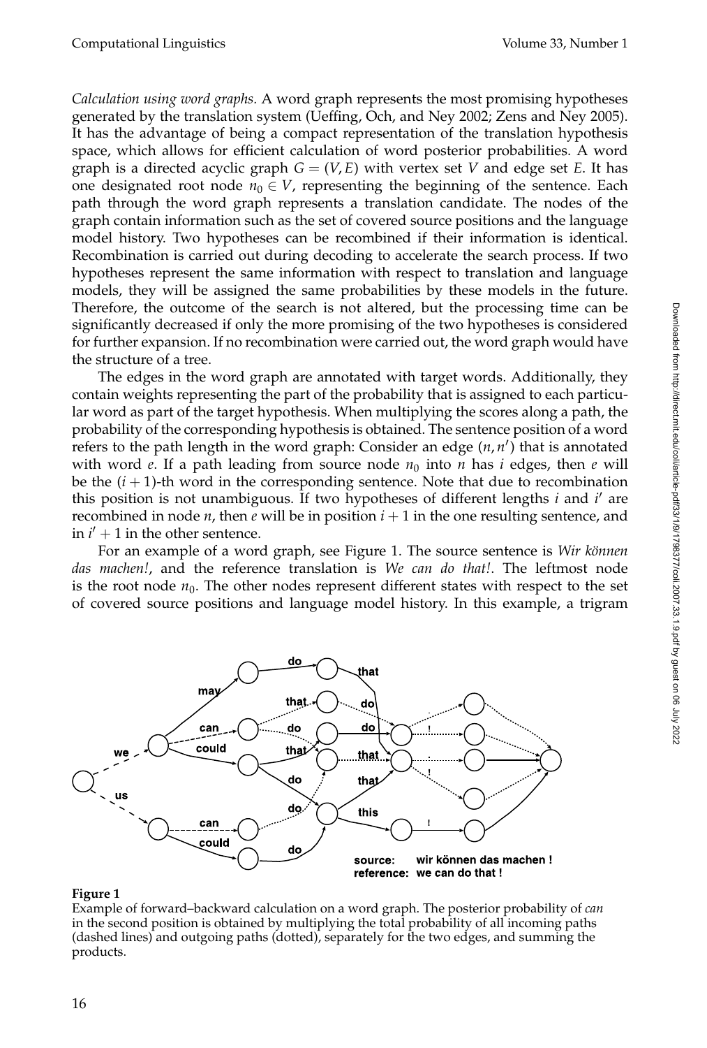*Calculation using word graphs.* A word graph represents the most promising hypotheses generated by the translation system (Ueffing, Och, and Ney 2002; Zens and Ney 2005). It has the advantage of being a compact representation of the translation hypothesis space, which allows for efficient calculation of word posterior probabilities. A word graph is a directed acyclic graph $G = (V, E)$ with vertex set $V$ and edge set $E$. It has one designated root node $n_0 \in V$, representing the beginning of the sentence. Each path through the word graph represents a translation candidate. The nodes of the graph contain information such as the set of covered source positions and the language model history. Two hypotheses can be recombined if their information is identical. Recombination is carried out during decoding to accelerate the search process. If two hypotheses represent the same information with respect to translation and language models, they will be assigned the same probabilities by these models in the future. Therefore, the outcome of the search is not altered, but the processing time can be significantly decreased if only the more promising of the two hypotheses is considered for further expansion. If no recombination were carried out, the word graph would have the structure of a tree.

The edges in the word graph are annotated with target words. Additionally, they contain weights representing the part of the probability that is assigned to each particular word as part of the target hypothesis. When multiplying the scores along a path, the probability of the corresponding hypothesis is obtained. The sentence position of a word refers to the path length in the word graph: Consider an edge $(n, n')$ that is annotated with word $e$. If a path leading from source node $n_0$ into $n$ has $i$ edges, then $e$ will be the $(i+1)$-th word in the corresponding sentence. Note that due to recombination this position is not unambiguous. If two hypotheses of different lengths $i$ and $i'$ are recombined in node $n$, then $e$ will be in position $i+1$ in the one resulting sentence, and in $i'+1$ in the other sentence.

For an example of a word graph, see Figure 1. The source sentence is *Wir können das machen!*, and the reference translation is *We can do that!*. The leftmost node is the root node $n_0$. The other nodes represent different states with respect to the set of covered source positions and language model history. In this example, a trigram

**Figure 1**

Example of forward–backward calculation on a word graph. The posterior probability of *can* in the second position is obtained by multiplying the total probability of all incoming paths (dashed lines) and outgoing paths (dotted), separately for the two edges, and summing the products.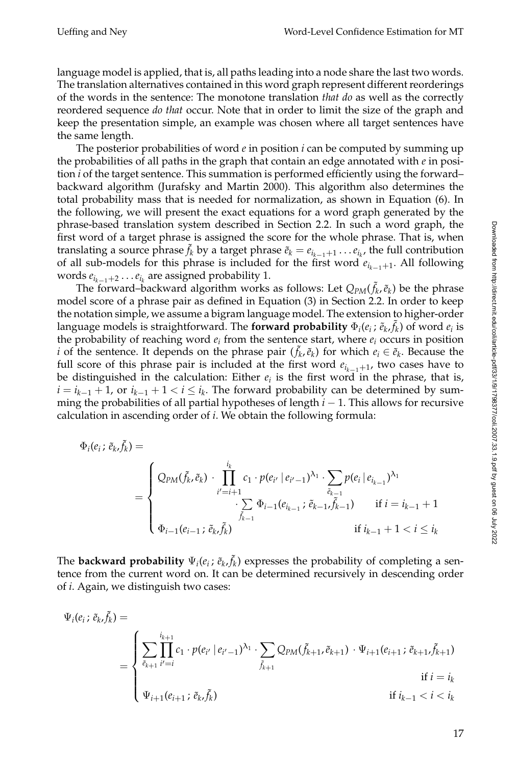language model is applied, that is, all paths leading into a node share the last two words. The translation alternatives contained in this word graph represent different reorderings of the words in the sentence: The monotone translation *that do* as well as the correctly reordered sequence *do that* occur. Note that in order to limit the size of the graph and keep the presentation simple, an example was chosen where all target sentences have the same length.

The posterior probabilities of word $e$ in position $i$ can be computed by summing up the probabilities of all paths in the graph that contain an edge annotated with $e$ in position $i$ of the target sentence. This summation is performed efficiently using the forward–backward algorithm (Jurafsky and Martin 2000). This algorithm also determines the total probability mass that is needed for normalization, as shown in Equation (6). In the following, we will present the exact equations for a word graph generated by the phrase-based translation system described in Section 2.2. In such a word graph, the first word of a target phrase is assigned the score for the whole phrase. That is, when translating a source phrase $\tilde{f}_k$ by a target phrase $\tilde{e}_k = e_{i_{k-1}+1} \ldots e_{i_k}$, the full contribution of all sub-models for this phrase is included for the first word $e_{i_{k-1}+1}$. All following words $e_{i_{k-1}+2} \ldots e_{i_k}$ are assigned probability 1.

The forward–backward algorithm works as follows: Let $Q_{PM}(\tilde{f}_k, \tilde{e}_k)$ be the phrase model score of a phrase pair as defined in Equation (3) in Section 2.2. In order to keep the notation simple, we assume a bigram language model. The extension to higher-order language models is straightforward. The **forward probability** $\Phi_i(e_i\,;\,\tilde{e}_k,\tilde{f}_k)$ of word $e_i$ is the probability of reaching word $e_i$ from the sentence start, where $e_i$ occurs in position $i$ of the sentence. It depends on the phrase pair $(\tilde{f}_k, \tilde{e}_k)$ for which $e_i \in \tilde{e}_k$. Because the full score of this phrase pair is included at the first word $e_{i_{k-1}+1}$, two cases have to be distinguished in the calculation: Either $e_i$ is the first word in the phrase, that is, $i = i_{k-1}+1$, or $i_{k-1}+1 < i \leq i_k$. The forward probability can be determined by summing the probabilities of all partial hypotheses of length $i-1$. This allows for recursive calculation in ascending order of $i$. We obtain the following formula:

$$
\Phi_i(e_i\,;\,\tilde{e}_k,\tilde{f}_k) = 
= \begin{cases}
Q_{PM}(\tilde{f}_k,\tilde{e}_k) \cdot \displaystyle\prod_{i'=i+1}^{i_k} c_1 \cdot p(e_{i'} \mid e_{i'-1})^{\lambda_1} \cdot \sum_{\tilde{e}_{k-1}} p(e_i \mid e_{i_{k-1}})^{\lambda_1} \\
\qquad\qquad \cdot \displaystyle\sum_{\tilde{f}_{k-1}} \Phi_{i-1}(e_{i_{k-1}}\,;\,\tilde{e}_{k-1},\tilde{f}_{k-1}) \qquad \text{if } i = i_{k-1}+1 \\
\Phi_{i-1}(e_{i-1}\,;\,\tilde{e}_k,\tilde{f}_k) \qquad\qquad\qquad\qquad\qquad \text{if } i_{k-1}+1 < i \leq i_k
\end{cases}
$$

The **backward probability** $\Psi_i(e_i\,;\,\tilde{e}_k,\tilde{f}_k)$ expresses the probability of completing a sentence from the current word on. It can be determined recursively in descending order of $i$. Again, we distinguish two cases:

$$
\Psi_i(e_i\,;\,\tilde{e}_k,\tilde{f}_k) =
= \begin{cases}
\displaystyle\sum_{\tilde{e}_{k+1}} \prod_{i'=i}^{i_{k+1}} c_1 \cdot p(e_{i'} \mid e_{i'-1})^{\lambda_1} \cdot \sum_{\tilde{f}_{k+1}} Q_{PM}(\tilde{f}_{k+1},\tilde{e}_{k+1}) \cdot \Psi_{i+1}(e_{i+1}\,;\,\tilde{e}_{k+1},\tilde{f}_{k+1}) \\
\qquad\qquad\qquad\qquad\qquad\qquad\qquad\qquad\qquad\qquad \text{if } i = i_k \\
\Psi_{i+1}(e_{i+1}\,;\,\tilde{e}_k,\tilde{f}_k) \qquad\qquad\qquad\qquad\qquad\qquad \text{if } i_{k-1} < i < i_k
\end{cases}
$$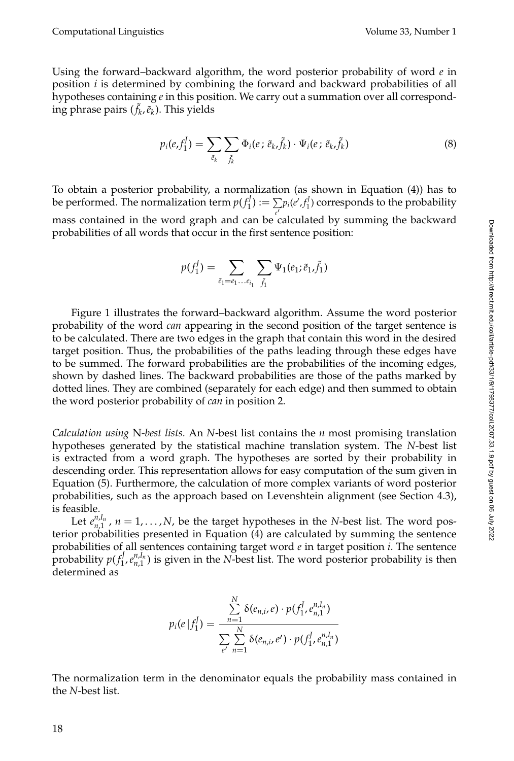Using the forward–backward algorithm, the word posterior probability of word $e$ in position $i$ is determined by combining the forward and backward probabilities of all hypotheses containing $e$ in this position. We carry out a summation over all corresponding phrase pairs $(\tilde{f}_k, \tilde{e}_k)$. This yields

$$p_i(e, f_1^J) = \sum_{\tilde{e}_k} \sum_{\tilde{f}_k} \Phi_i(e\,;\,\tilde{e}_k, \tilde{f}_k) \cdot \Psi_i(e\,;\,\tilde{e}_k, \tilde{f}_k) \tag{8}$$

To obtain a posterior probability, a normalization (as shown in Equation (4)) has to be performed. The normalization term $p(f_1^J) := \sum_{e'} p_i(e', f_1^J)$ corresponds to the probability mass contained in the word graph and can be calculated by summing the backward probabilities of all words that occur in the first sentence position:

$$p(f_1^J) = \sum_{\tilde{e}_1 = e_1 \ldots e_{i_1}} \sum_{\tilde{f}_1} \Psi_1(e_1; \tilde{e}_1, \tilde{f}_1)$$

Figure 1 illustrates the forward–backward algorithm. Assume the word posterior probability of the word *can* appearing in the second position of the target sentence is to be calculated. There are two edges in the graph that contain this word in the desired target position. Thus, the probabilities of the paths leading through these edges have to be summed. The forward probabilities are the probabilities of the incoming edges, shown by dashed lines. The backward probabilities are those of the paths marked by dotted lines. They are combined (separately for each edge) and then summed to obtain the word posterior probability of *can* in position 2.

*Calculation using* N*-best lists.* An $N$-best list contains the $n$ most promising translation hypotheses generated by the statistical machine translation system. The $N$-best list is extracted from a word graph. The hypotheses are sorted by their probability in descending order. This representation allows for easy computation of the sum given in Equation (5). Furthermore, the calculation of more complex variants of word posterior probabilities, such as the approach based on Levenshtein alignment (see Section 4.3), is feasible.

Let $e_{n,1}^{n,I_n}$, $n = 1, \ldots, N$, be the target hypotheses in the $N$-best list. The word posterior probabilities presented in Equation (4) are calculated by summing the sentence probabilities of all sentences containing target word $e$ in target position $i$. The sentence probability $p(f_1^J, e_{n,1}^{n,I_n})$ is given in the $N$-best list. The word posterior probability is then determined as

$$p_i(e\,|\,f_1^J) = \frac{\sum\limits_{n=1}^{N} \delta(e_{n,i}, e) \cdot p(f_1^J, e_{n,1}^{n,I_n})}{\sum\limits_{e'} \sum\limits_{n=1}^{N} \delta(e_{n,i}, e') \cdot p(f_1^J, e_{n,1}^{n,I_n})}$$

The normalization term in the denominator equals the probability mass contained in the $N$-best list.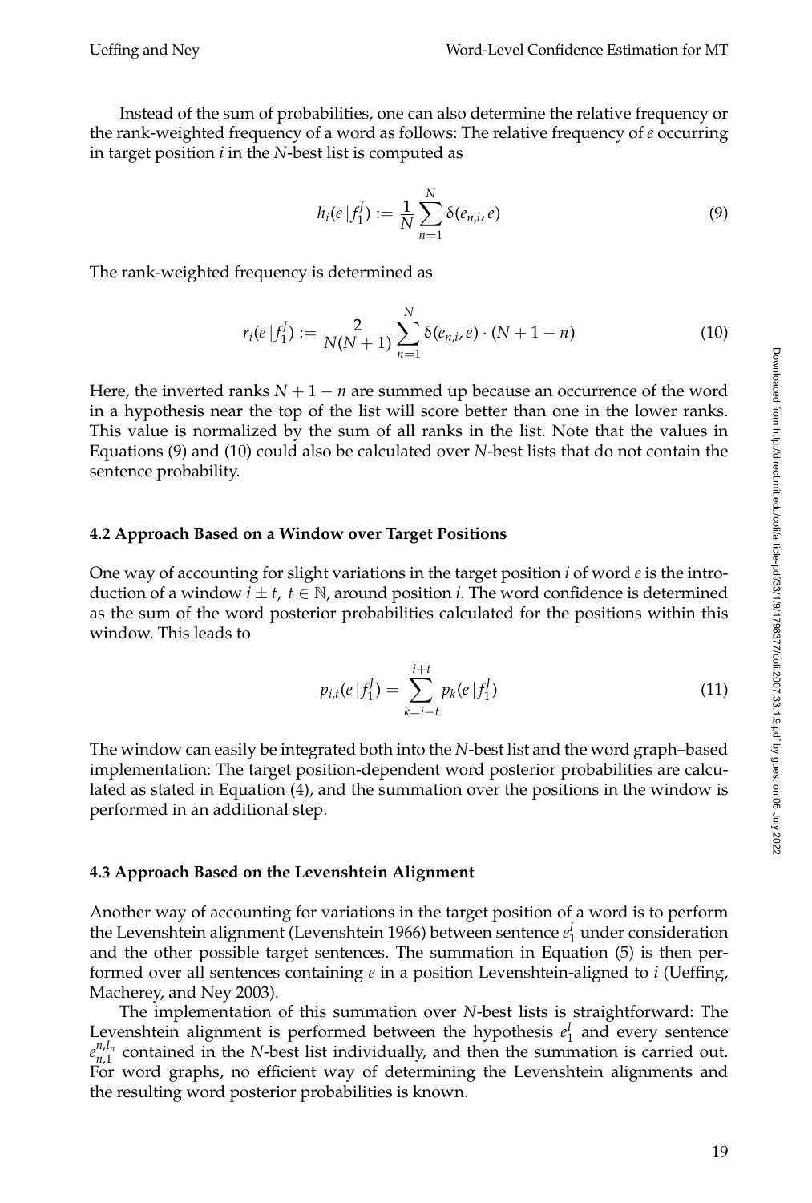Instead of the sum of probabilities, one can also determine the relative frequency or the rank-weighted frequency of a word as follows: The relative frequency of $e$ occurring in target position $i$ in the $N$-best list is computed as

$$h_i(e \,|\, f_1^J) := \frac{1}{N} \sum_{n=1}^{N} \delta(e_{n,i}, e) \tag{9}$$

The rank-weighted frequency is determined as

$$r_i(e \,|\, f_1^J) := \frac{2}{N(N+1)} \sum_{n=1}^{N} \delta(e_{n,i}, e) \cdot (N+1-n) \tag{10}$$

Here, the inverted ranks $N + 1 - n$ are summed up because an occurrence of the word in a hypothesis near the top of the list will score better than one in the lower ranks. This value is normalized by the sum of all ranks in the list. Note that the values in Equations (9) and (10) could also be calculated over $N$-best lists that do not contain the sentence probability.

### 4.2 Approach Based on a Window over Target Positions

One way of accounting for slight variations in the target position $i$ of word $e$ is the introduction of a window $i \pm t$, $t \in \mathbb{N}$, around position $i$. The word confidence is determined as the sum of the word posterior probabilities calculated for the positions within this window. This leads to

$$p_{i,t}(e \,|\, f_1^J) = \sum_{k=i-t}^{i+t} p_k(e \,|\, f_1^J) \tag{11}$$

The window can easily be integrated both into the $N$-best list and the word graph–based implementation: The target position-dependent word posterior probabilities are calculated as stated in Equation (4), and the summation over the positions in the window is performed in an additional step.

### 4.3 Approach Based on the Levenshtein Alignment

Another way of accounting for variations in the target position of a word is to perform the Levenshtein alignment (Levenshtein 1966) between sentence $e_1^I$ under consideration and the other possible target sentences. The summation in Equation (5) is then performed over all sentences containing $e$ in a position Levenshtein-aligned to $i$ (Ueffing, Macherey, and Ney 2003).

The implementation of this summation over $N$-best lists is straightforward: The Levenshtein alignment is performed between the hypothesis $e_1^I$ and every sentence $e_{n,1}^{n,I_n}$ contained in the $N$-best list individually, and then the summation is carried out. For word graphs, no efficient way of determining the Levenshtein alignments and the resulting word posterior probabilities is known.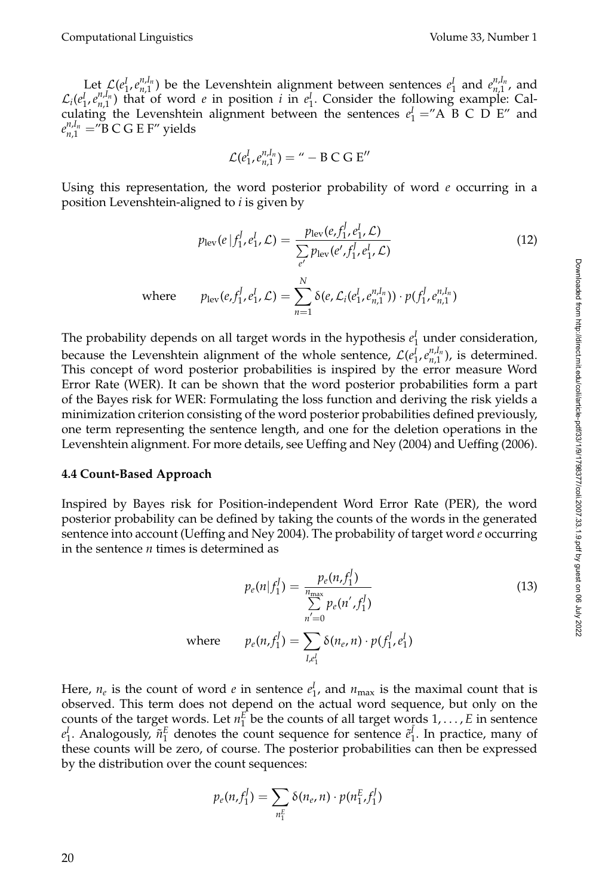Let $\mathcal{L}(e_1^I, e_{n,1}^{n,I_n})$ be the Levenshtein alignment between sentences $e_1^I$ and $e_{n,1}^{n,I_n}$, and $\mathcal{L}_i(e_1^I, e_{n,1}^{n,I_n})$ that of word $e$ in position $i$ in $e_1^I$. Consider the following example: Calculating the Levenshtein alignment between the sentences $e_1^I$ ="A B C D E" and $e_{n,1}^{n,I_n}$ ="B C G E F" yields

$$\mathcal{L}(e_1^I, e_{n,1}^{n,I_n}) = \text{" } - \text{ B C G E"}$$

Using this representation, the word posterior probability of word $e$ occurring in a position Levenshtein-aligned to $i$ is given by

$$p_{\text{lev}}(e \mid f_1^J, e_1^I, \mathcal{L}) = \frac{p_{\text{lev}}(e, f_1^J, e_1^I, \mathcal{L})}{\sum_{e'} p_{\text{lev}}(e', f_1^J, e_1^I, \mathcal{L})} \tag{12}$$

$$\text{where} \qquad p_{\text{lev}}(e, f_1^J, e_1^I, \mathcal{L}) = \sum_{n=1}^{N} \delta(e, \mathcal{L}_i(e_1^I, e_{n,1}^{n,I_n})) \cdot p(f_1^J, e_{n,1}^{n,I_n})$$

The probability depends on all target words in the hypothesis $e_1^I$ under consideration, because the Levenshtein alignment of the whole sentence, $\mathcal{L}(e_1^I, e_{n,1}^{n,I_n})$, is determined. This concept of word posterior probabilities is inspired by the error measure Word Error Rate (WER). It can be shown that the word posterior probabilities form a part of the Bayes risk for WER: Formulating the loss function and deriving the risk yields a minimization criterion consisting of the word posterior probabilities defined previously, one term representing the sentence length, and one for the deletion operations in the Levenshtein alignment. For more details, see Ueffing and Ney (2004) and Ueffing (2006).

### 4.4 Count-Based Approach

Inspired by Bayes risk for Position-independent Word Error Rate (PER), the word posterior probability can be defined by taking the counts of the words in the generated sentence into account (Ueffing and Ney 2004). The probability of target word $e$ occurring in the sentence $n$ times is determined as

$$p_e(n \mid f_1^J) = \frac{p_e(n, f_1^J)}{\sum_{n'=0}^{n_{\max}} p_e(n', f_1^J)} \tag{13}$$

$$\text{where} \qquad p_e(n, f_1^J) = \sum_{I, e_1^I} \delta(n_e, n) \cdot p(f_1^J, e_1^I)$$

Here, $n_e$ is the count of word $e$ in sentence $e_1^I$, and $n_{\max}$ is the maximal count that is observed. This term does not depend on the actual word sequence, but only on the counts of the target words. Let $n_1^E$ be the counts of all target words $1, \ldots, E$ in sentence $e_1^I$. Analogously, $\tilde{n}_1^E$ denotes the count sequence for sentence $\tilde{e}_1^{\tilde{I}}$. In practice, many of these counts will be zero, of course. The posterior probabilities can then be expressed by the distribution over the count sequences:

$$p_e(n, f_1^J) = \sum_{n_1^E} \delta(n_e, n) \cdot p(n_1^E, f_1^J)$$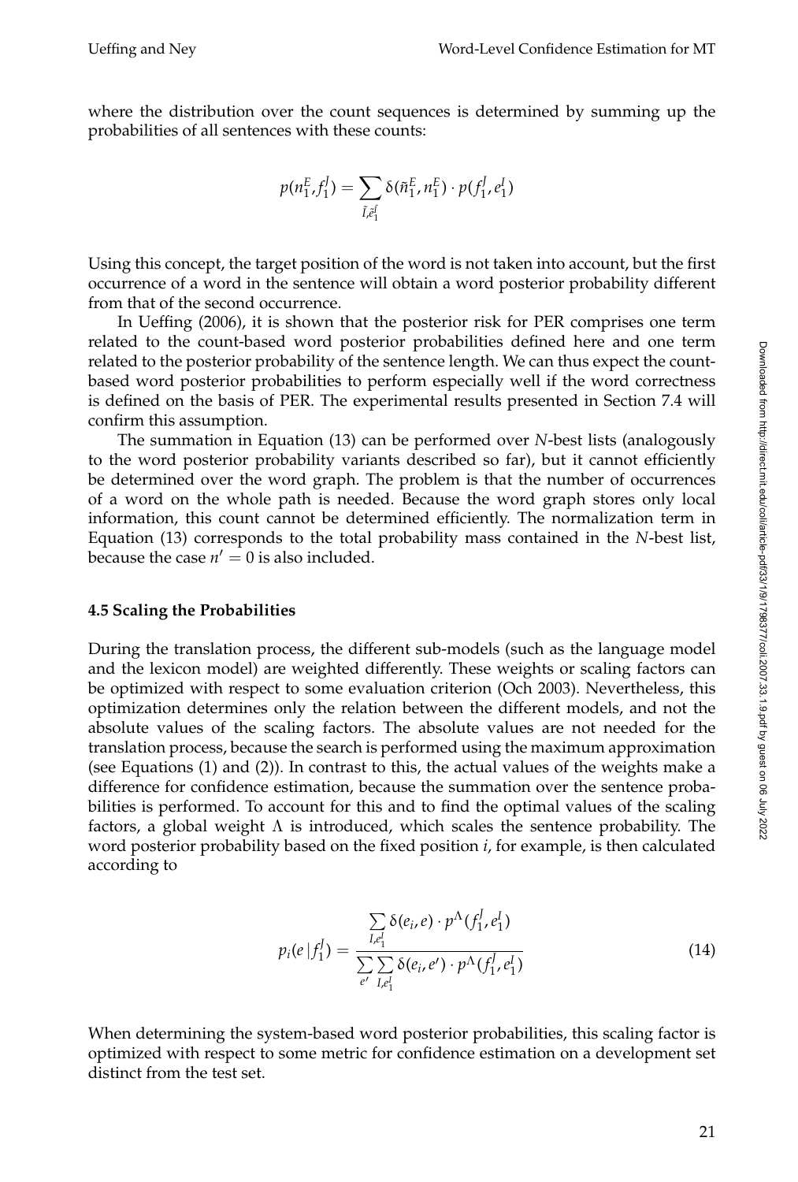where the distribution over the count sequences is determined by summing up the probabilities of all sentences with these counts:

$$p(n_1^E, f_1^J) = \sum_{\tilde{I}, \tilde{e}_1^{\tilde{I}}} \delta(\tilde{n}_1^E, n_1^E) \cdot p(f_1^J, e_1^I)$$

Using this concept, the target position of the word is not taken into account, but the first occurrence of a word in the sentence will obtain a word posterior probability different from that of the second occurrence.

In Ueffing (2006), it is shown that the posterior risk for PER comprises one term related to the count-based word posterior probabilities defined here and one term related to the posterior probability of the sentence length. We can thus expect the count-based word posterior probabilities to perform especially well if the word correctness is defined on the basis of PER. The experimental results presented in Section 7.4 will confirm this assumption.

The summation in Equation (13) can be performed over $N$-best lists (analogously to the word posterior probability variants described so far), but it cannot efficiently be determined over the word graph. The problem is that the number of occurrences of a word on the whole path is needed. Because the word graph stores only local information, this count cannot be determined efficiently. The normalization term in Equation (13) corresponds to the total probability mass contained in the $N$-best list, because the case $n' = 0$ is also included.

### 4.5 Scaling the Probabilities

During the translation process, the different sub-models (such as the language model and the lexicon model) are weighted differently. These weights or scaling factors can be optimized with respect to some evaluation criterion (Och 2003). Nevertheless, this optimization determines only the relation between the different models, and not the absolute values of the scaling factors. The absolute values are not needed for the translation process, because the search is performed using the maximum approximation (see Equations (1) and (2)). In contrast to this, the actual values of the weights make a difference for confidence estimation, because the summation over the sentence probabilities is performed. To account for this and to find the optimal values of the scaling factors, a global weight $\Lambda$ is introduced, which scales the sentence probability. The word posterior probability based on the fixed position $i$, for example, is then calculated according to

$$p_i(e \mid f_1^J) = \frac{\sum_{I, e_1^I} \delta(e_i, e) \cdot p^{\Lambda}(f_1^J, e_1^I)}{\sum_{e'} \sum_{I, e_1^I} \delta(e_i, e') \cdot p^{\Lambda}(f_1^J, e_1^I)} \tag{14}$$

When determining the system-based word posterior probabilities, this scaling factor is optimized with respect to some metric for confidence estimation on a development set distinct from the test set.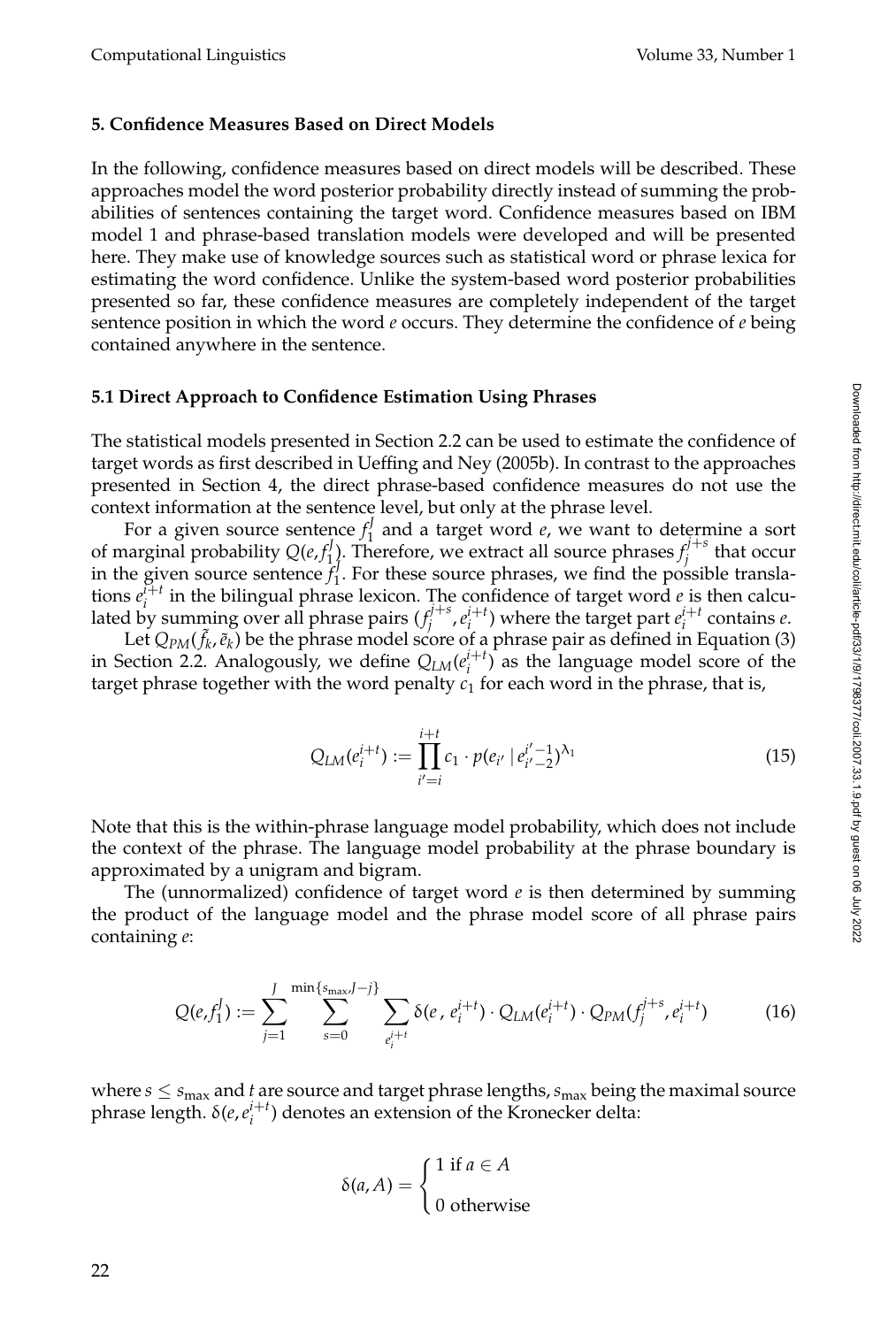## 5. Confidence Measures Based on Direct Models

In the following, confidence measures based on direct models will be described. These approaches model the word posterior probability directly instead of summing the probabilities of sentences containing the target word. Confidence measures based on IBM model 1 and phrase-based translation models were developed and will be presented here. They make use of knowledge sources such as statistical word or phrase lexica for estimating the word confidence. Unlike the system-based word posterior probabilities presented so far, these confidence measures are completely independent of the target sentence position in which the word $e$ occurs. They determine the confidence of $e$ being contained anywhere in the sentence.

### 5.1 Direct Approach to Confidence Estimation Using Phrases

The statistical models presented in Section 2.2 can be used to estimate the confidence of target words as first described in Ueffing and Ney (2005b). In contrast to the approaches presented in Section 4, the direct phrase-based confidence measures do not use the context information at the sentence level, but only at the phrase level.

For a given source sentence $f_1^J$ and a target word $e$, we want to determine a sort of marginal probability $Q(e, f_1^J)$. Therefore, we extract all source phrases $f_j^{j+s}$ that occur in the given source sentence $f_1^J$. For these source phrases, we find the possible translations $e_i^{i+t}$ in the bilingual phrase lexicon. The confidence of target word $e$ is then calculated by summing over all phrase pairs $(f_j^{j+s}, e_i^{i+t})$ where the target part $e_i^{i+t}$ contains $e$.

Let $Q_{PM}(\tilde{f}_k, \tilde{e}_k)$ be the phrase model score of a phrase pair as defined in Equation (3) in Section 2.2. Analogously, we define $Q_{LM}(e_i^{i+t})$ as the language model score of the target phrase together with the word penalty $c_1$ for each word in the phrase, that is,

$$Q_{LM}(e_i^{i+t}) := \prod_{i'=i}^{i+t} c_1 \cdot p(e_{i'} \mid e_{i'-2}^{i'-1})^{\lambda_1} \tag{15}$$

Note that this is the within-phrase language model probability, which does not include the context of the phrase. The language model probability at the phrase boundary is approximated by a unigram and bigram.

The (unnormalized) confidence of target word $e$ is then determined by summing the product of the language model and the phrase model score of all phrase pairs containing $e$:

$$Q(e, f_1^J) := \sum_{j=1}^{J} \sum_{s=0}^{\min\{s_{\max}, J-j\}} \sum_{e_i^{i+t}} \delta(e\,,\, e_i^{i+t}) \cdot Q_{LM}(e_i^{i+t}) \cdot Q_{PM}(f_j^{j+s}, e_i^{i+t}) \tag{16}$$

where $s \leq s_{\max}$ and $t$ are source and target phrase lengths, $s_{\max}$ being the maximal source phrase length. $\delta(e, e_i^{i+t})$ denotes an extension of the Kronecker delta:

$$\delta(a, A) = \begin{cases} 1 \text{ if } a \in A \\ 0 \text{ otherwise} \end{cases}$$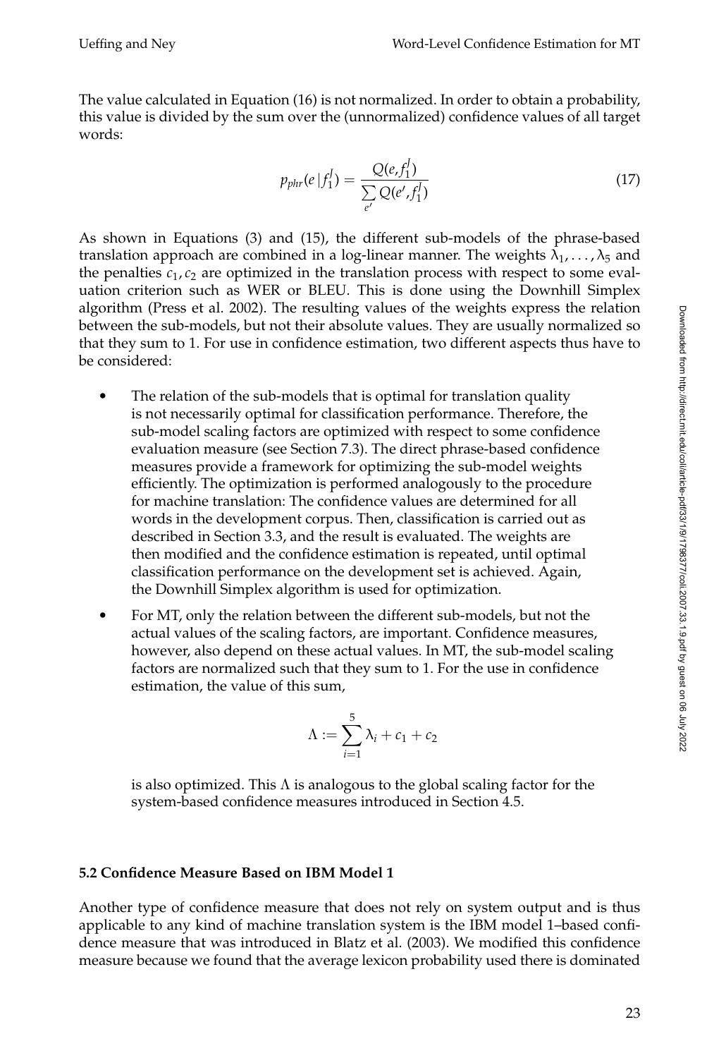The value calculated in Equation (16) is not normalized. In order to obtain a probability, this value is divided by the sum over the (unnormalized) confidence values of all target words:

$$p_{phr}(e \mid f_1^J) = \frac{Q(e, f_1^J)}{\sum_{e'} Q(e', f_1^J)} \tag{17}$$

As shown in Equations (3) and (15), the different sub-models of the phrase-based translation approach are combined in a log-linear manner. The weights $\lambda_1, \ldots, \lambda_5$ and the penalties $c_1, c_2$ are optimized in the translation process with respect to some evaluation criterion such as WER or BLEU. This is done using the Downhill Simplex algorithm (Press et al. 2002). The resulting values of the weights express the relation between the sub-models, but not their absolute values. They are usually normalized so that they sum to 1. For use in confidence estimation, two different aspects thus have to be considered:

- The relation of the sub-models that is optimal for translation quality is not necessarily optimal for classification performance. Therefore, the sub-model scaling factors are optimized with respect to some confidence evaluation measure (see Section 7.3). The direct phrase-based confidence measures provide a framework for optimizing the sub-model weights efficiently. The optimization is performed analogously to the procedure for machine translation: The confidence values are determined for all words in the development corpus. Then, classification is carried out as described in Section 3.3, and the result is evaluated. The weights are then modified and the confidence estimation is repeated, until optimal classification performance on the development set is achieved. Again, the Downhill Simplex algorithm is used for optimization.
- For MT, only the relation between the different sub-models, but not the actual values of the scaling factors, are important. Confidence measures, however, also depend on these actual values. In MT, the sub-model scaling factors are normalized such that they sum to 1. For the use in confidence estimation, the value of this sum,

  $$\Lambda := \sum_{i=1}^{5} \lambda_i + c_1 + c_2$$

  is also optimized. This $\Lambda$ is analogous to the global scaling factor for the system-based confidence measures introduced in Section 4.5.

### 5.2 Confidence Measure Based on IBM Model 1

Another type of confidence measure that does not rely on system output and is thus applicable to any kind of machine translation system is the IBM model 1–based confidence measure that was introduced in Blatz et al. (2003). We modified this confidence measure because we found that the average lexicon probability used there is dominated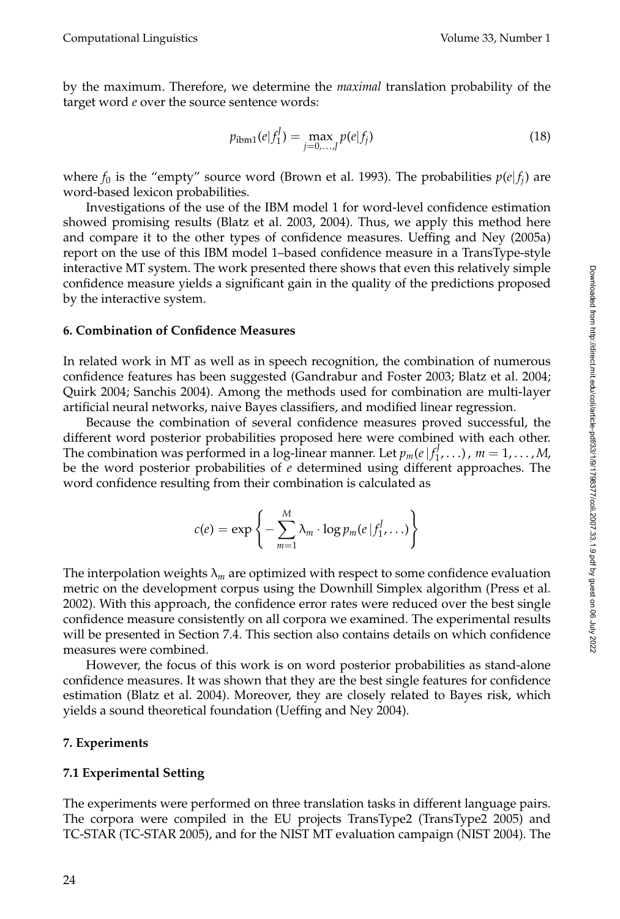by the maximum. Therefore, we determine the *maximal* translation probability of the target word $e$ over the source sentence words:

$$p_{\text{ibm1}}(e|f_1^J) = \max_{j=0,\ldots,J} p(e|f_j) \tag{18}$$

where $f_0$ is the "empty" source word (Brown et al. 1993). The probabilities $p(e|f_j)$ are word-based lexicon probabilities.

Investigations of the use of the IBM model 1 for word-level confidence estimation showed promising results (Blatz et al. 2003, 2004). Thus, we apply this method here and compare it to the other types of confidence measures. Ueffing and Ney (2005a) report on the use of this IBM model 1–based confidence measure in a TransType-style interactive MT system. The work presented there shows that even this relatively simple confidence measure yields a significant gain in the quality of the predictions proposed by the interactive system.

## 6. Combination of Confidence Measures

In related work in MT as well as in speech recognition, the combination of numerous confidence features has been suggested (Gandrabur and Foster 2003; Blatz et al. 2004; Quirk 2004; Sanchis 2004). Among the methods used for combination are multi-layer artificial neural networks, naive Bayes classifiers, and modified linear regression.

Because the combination of several confidence measures proved successful, the different word posterior probabilities proposed here were combined with each other. The combination was performed in a log-linear manner. Let $p_m(e\,|f_1^J,\ldots)$, $m = 1,\ldots,M$, be the word posterior probabilities of $e$ determined using different approaches. The word confidence resulting from their combination is calculated as

$$c(e) = \exp\left\{-\sum_{m=1}^{M} \lambda_m \cdot \log p_m(e\,|f_1^J,\ldots)\right\}$$

The interpolation weights $\lambda_m$ are optimized with respect to some confidence evaluation metric on the development corpus using the Downhill Simplex algorithm (Press et al. 2002). With this approach, the confidence error rates were reduced over the best single confidence measure consistently on all corpora we examined. The experimental results will be presented in Section 7.4. This section also contains details on which confidence measures were combined.

However, the focus of this work is on word posterior probabilities as stand-alone confidence measures. It was shown that they are the best single features for confidence estimation (Blatz et al. 2004). Moreover, they are closely related to Bayes risk, which yields a sound theoretical foundation (Ueffing and Ney 2004).

## 7. Experiments

### 7.1 Experimental Setting

The experiments were performed on three translation tasks in different language pairs. The corpora were compiled in the EU projects TransType2 (TransType2 2005) and TC-STAR (TC-STAR 2005), and for the NIST MT evaluation campaign (NIST 2004). The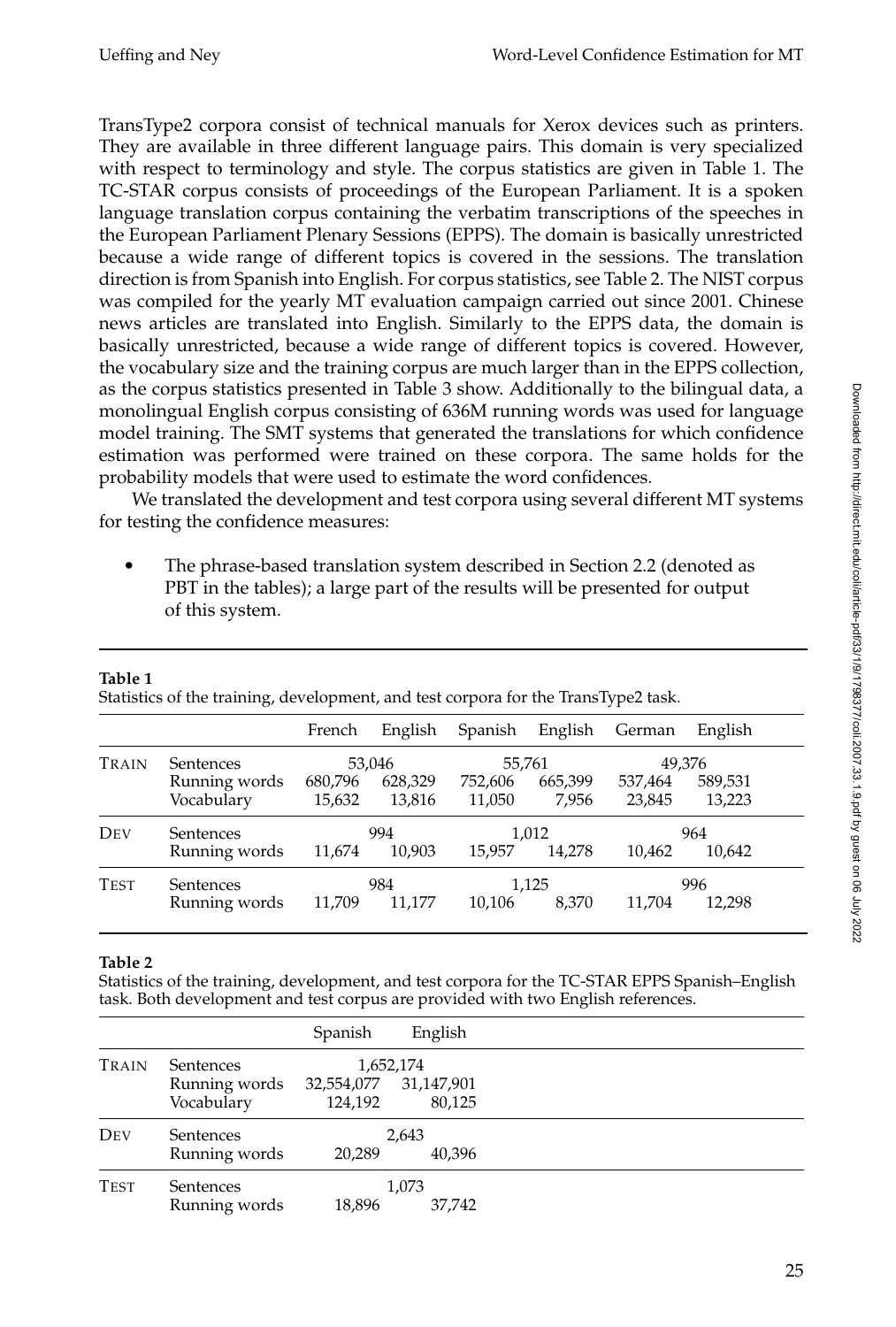TransType2 corpora consist of technical manuals for Xerox devices such as printers. They are available in three different language pairs. This domain is very specialized with respect to terminology and style. The corpus statistics are given in Table 1. The TC-STAR corpus consists of proceedings of the European Parliament. It is a spoken language translation corpus containing the verbatim transcriptions of the speeches in the European Parliament Plenary Sessions (EPPS). The domain is basically unrestricted because a wide range of different topics is covered in the sessions. The translation direction is from Spanish into English. For corpus statistics, see Table 2. The NIST corpus was compiled for the yearly MT evaluation campaign carried out since 2001. Chinese news articles are translated into English. Similarly to the EPPS data, the domain is basically unrestricted, because a wide range of different topics is covered. However, the vocabulary size and the training corpus are much larger than in the EPPS collection, as the corpus statistics presented in Table 3 show. Additionally to the bilingual data, a monolingual English corpus consisting of 636M running words was used for language model training. The SMT systems that generated the translations for which confidence estimation was performed were trained on these corpora. The same holds for the probability models that were used to estimate the word confidences.

We translated the development and test corpora using several different MT systems for testing the confidence measures:

- The phrase-based translation system described in Section 2.2 (denoted as PBT in the tables); a large part of the results will be presented for output of this system.

**Table 1**
Statistics of the training, development, and test corpora for the TransType2 task.

| | | French | English | Spanish | English | German | English |
|---|---|---|---|---|---|---|---|
| TRAIN | Sentences | 53,046 | | 55,761 | | 49,376 | |
| | Running words | 680,796 | 628,329 | 752,606 | 665,399 | 537,464 | 589,531 |
| | Vocabulary | 15,632 | 13,816 | 11,050 | 7,956 | 23,845 | 13,223 |
| DEV | Sentences | 994 | | 1,012 | | 964 | |
| | Running words | 11,674 | 10,903 | 15,957 | 14,278 | 10,462 | 10,642 |
| TEST | Sentences | 984 | | 1,125 | | 996 | |
| | Running words | 11,709 | 11,177 | 10,106 | 8,370 | 11,704 | 12,298 |

**Table 2**
Statistics of the training, development, and test corpora for the TC-STAR EPPS Spanish–English task. Both development and test corpus are provided with two English references.

| | | Spanish | English |
|---|---|---|---|
| TRAIN | Sentences | 1,652,174 | |
| | Running words | 32,554,077 | 31,147,901 |
| | Vocabulary | 124,192 | 80,125 |
| DEV | Sentences | 2,643 | |
| | Running words | 20,289 | 40,396 |
| TEST | Sentences | 1,073 | |
| | Running words | 18,896 | 37,742 |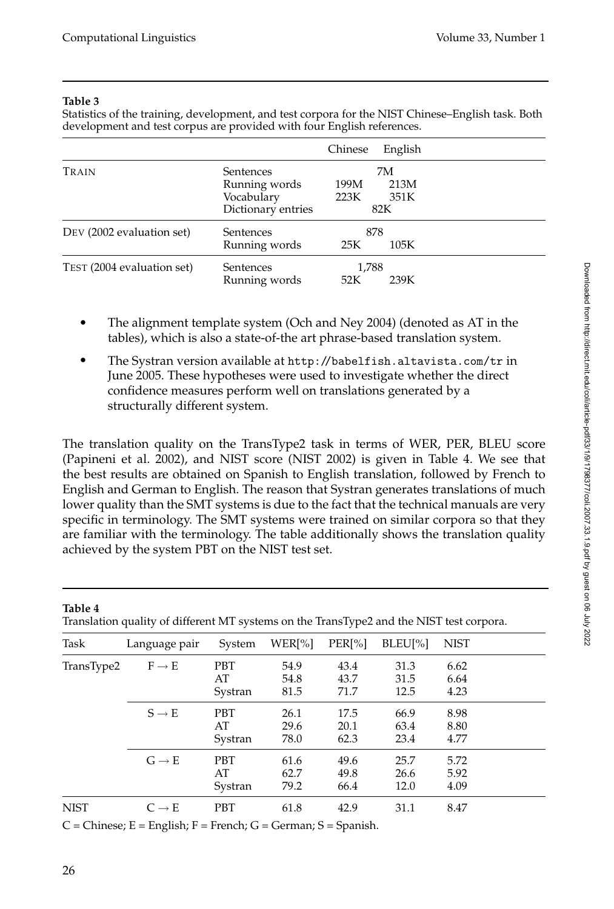**Table 3**
Statistics of the training, development, and test corpora for the NIST Chinese–English task. Both development and test corpus are provided with four English references.

| | | Chinese | English |
|---|---|---|---|
| TRAIN | Sentences | 7M | |
| | Running words | 199M | 213M |
| | Vocabulary | 223K | 351K |
| | Dictionary entries | 82K | |
| DEV (2002 evaluation set) | Sentences | 878 | |
| | Running words | 25K | 105K |
| TEST (2004 evaluation set) | Sentences | 1,788 | |
| | Running words | 52K | 239K |

- The alignment template system (Och and Ney 2004) (denoted as AT in the tables), which is also a state-of-the art phrase-based translation system.
- The Systran version available at `http://babelfish.altavista.com/tr` in June 2005. These hypotheses were used to investigate whether the direct confidence measures perform well on translations generated by a structurally different system.

The translation quality on the TransType2 task in terms of WER, PER, BLEU score (Papineni et al. 2002), and NIST score (NIST 2002) is given in Table 4. We see that the best results are obtained on Spanish to English translation, followed by French to English and German to English. The reason that Systran generates translations of much lower quality than the SMT systems is due to the fact that the technical manuals are very specific in terminology. The SMT systems were trained on similar corpora so that they are familiar with the terminology. The table additionally shows the translation quality achieved by the system PBT on the NIST test set.

**Table 4**
Translation quality of different MT systems on the TransType2 and the NIST test corpora.

| Task | Language pair | System | WER[%] | PER[%] | BLEU[%] | NIST |
|---|---|---|---|---|---|---|
| TransType2 | F → E | PBT | 54.9 | 43.4 | 31.3 | 6.62 |
| | | AT | 54.8 | 43.7 | 31.5 | 6.64 |
| | | Systran | 81.5 | 71.7 | 12.5 | 4.23 |
| | S → E | PBT | 26.1 | 17.5 | 66.9 | 8.98 |
| | | AT | 29.6 | 20.1 | 63.4 | 8.80 |
| | | Systran | 78.0 | 62.3 | 23.4 | 4.77 |
| | G → E | PBT | 61.6 | 49.6 | 25.7 | 5.72 |
| | | AT | 62.7 | 49.8 | 26.6 | 5.92 |
| | | Systran | 79.2 | 66.4 | 12.0 | 4.09 |
| NIST | C → E | PBT | 61.8 | 42.9 | 31.1 | 8.47 |

C = Chinese; E = English; F = French; G = German; S = Spanish.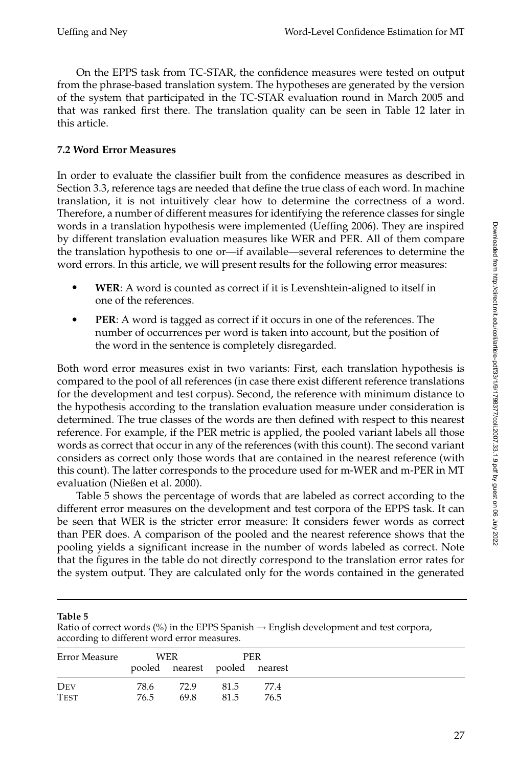On the EPPS task from TC-STAR, the confidence measures were tested on output from the phrase-based translation system. The hypotheses are generated by the version of the system that participated in the TC-STAR evaluation round in March 2005 and that was ranked first there. The translation quality can be seen in Table 12 later in this article.

### 7.2 Word Error Measures

In order to evaluate the classifier built from the confidence measures as described in Section 3.3, reference tags are needed that define the true class of each word. In machine translation, it is not intuitively clear how to determine the correctness of a word. Therefore, a number of different measures for identifying the reference classes for single words in a translation hypothesis were implemented (Ueffing 2006). They are inspired by different translation evaluation measures like WER and PER. All of them compare the translation hypothesis to one or—if available—several references to determine the word errors. In this article, we will present results for the following error measures:

- **WER**: A word is counted as correct if it is Levenshtein-aligned to itself in one of the references.
- **PER**: A word is tagged as correct if it occurs in one of the references. The number of occurrences per word is taken into account, but the position of the word in the sentence is completely disregarded.

Both word error measures exist in two variants: First, each translation hypothesis is compared to the pool of all references (in case there exist different reference translations for the development and test corpus). Second, the reference with minimum distance to the hypothesis according to the translation evaluation measure under consideration is determined. The true classes of the words are then defined with respect to this nearest reference. For example, if the PER metric is applied, the pooled variant labels all those words as correct that occur in any of the references (with this count). The second variant considers as correct only those words that are contained in the nearest reference (with this count). The latter corresponds to the procedure used for m-WER and m-PER in MT evaluation (Nießen et al. 2000).

Table 5 shows the percentage of words that are labeled as correct according to the different error measures on the development and test corpora of the EPPS task. It can be seen that WER is the stricter error measure: It considers fewer words as correct than PER does. A comparison of the pooled and the nearest reference shows that the pooling yields a significant increase in the number of words labeled as correct. Note that the figures in the table do not directly correspond to the translation error rates for the system output. They are calculated only for the words contained in the generated

**Table 5**
Ratio of correct words (%) in the EPPS Spanish → English development and test corpora, according to different word error measures.

| Error Measure | WER | | PER | |
|---|---|---|---|---|
| | pooled | nearest | pooled | nearest |
| DEV | 78.6 | 72.9 | 81.5 | 77.4 |
| TEST | 76.5 | 69.8 | 81.5 | 76.5 |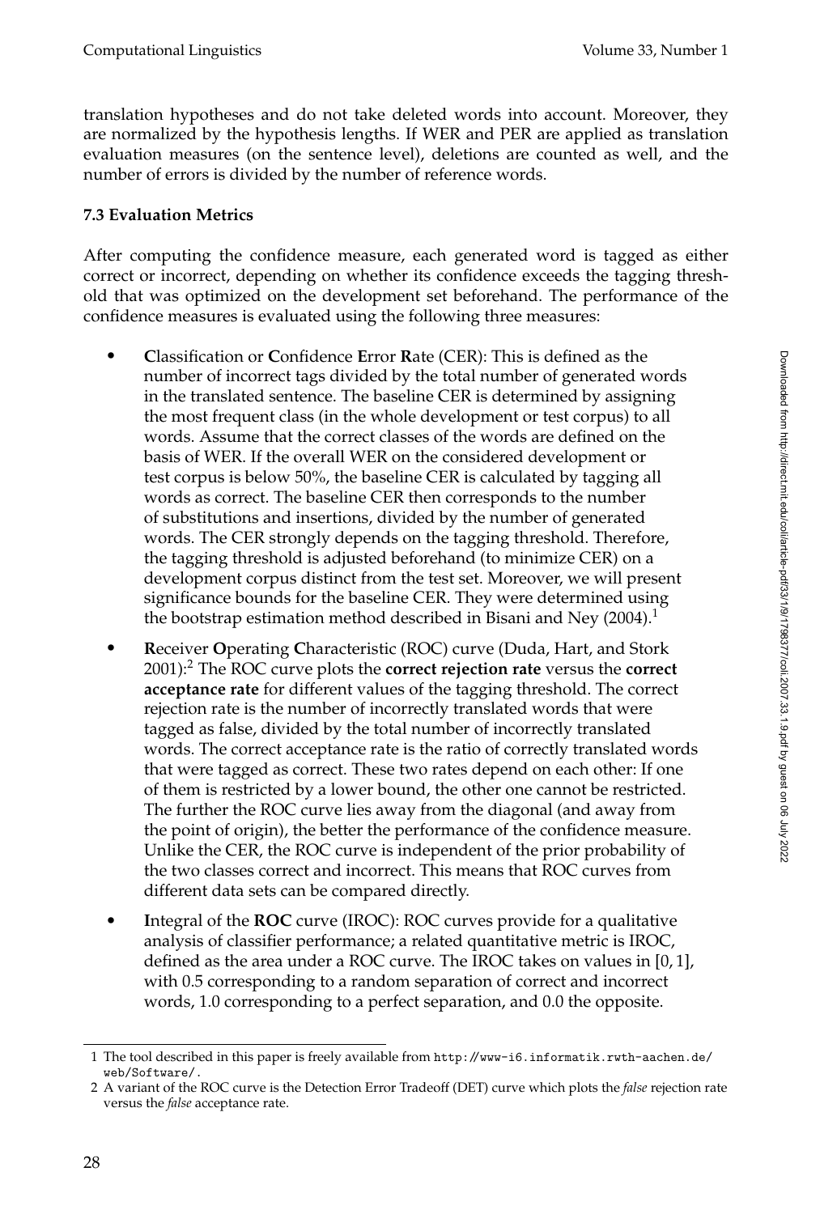translation hypotheses and do not take deleted words into account. Moreover, they are normalized by the hypothesis lengths. If WER and PER are applied as translation evaluation measures (on the sentence level), deletions are counted as well, and the number of errors is divided by the number of reference words.

### 7.3 Evaluation Metrics

After computing the confidence measure, each generated word is tagged as either correct or incorrect, depending on whether its confidence exceeds the tagging threshold that was optimized on the development set beforehand. The performance of the confidence measures is evaluated using the following three measures:

- **C**lassification or **C**onfidence **E**rror **R**ate (CER): This is defined as the number of incorrect tags divided by the total number of generated words in the translated sentence. The baseline CER is determined by assigning the most frequent class (in the whole development or test corpus) to all words. Assume that the correct classes of the words are defined on the basis of WER. If the overall WER on the considered development or test corpus is below 50%, the baseline CER is calculated by tagging all words as correct. The baseline CER then corresponds to the number of substitutions and insertions, divided by the number of generated words. The CER strongly depends on the tagging threshold. Therefore, the tagging threshold is adjusted beforehand (to minimize CER) on a development corpus distinct from the test set. Moreover, we will present significance bounds for the baseline CER. They were determined using the bootstrap estimation method described in Bisani and Ney (2004).[1]
- **R**eceiver **O**perating **C**haracteristic (ROC) curve (Duda, Hart, and Stork 2001):[2] The ROC curve plots the **correct rejection rate** versus the **correct acceptance rate** for different values of the tagging threshold. The correct rejection rate is the number of incorrectly translated words that were tagged as false, divided by the total number of incorrectly translated words. The correct acceptance rate is the ratio of correctly translated words that were tagged as correct. These two rates depend on each other: If one of them is restricted by a lower bound, the other one cannot be restricted. The further the ROC curve lies away from the diagonal (and away from the point of origin), the better the performance of the confidence measure. Unlike the CER, the ROC curve is independent of the prior probability of the two classes correct and incorrect. This means that ROC curves from different data sets can be compared directly.
- **I**ntegral of the **ROC** curve (IROC): ROC curves provide for a qualitative analysis of classifier performance; a related quantitative metric is IROC, defined as the area under a ROC curve. The IROC takes on values in $[0, 1]$, with 0.5 corresponding to a random separation of correct and incorrect words, 1.0 corresponding to a perfect separation, and 0.0 the opposite.

---

1 The tool described in this paper is freely available from `http://www-i6.informatik.rwth-aachen.de/web/Software/`.

2 A variant of the ROC curve is the Detection Error Tradeoff (DET) curve which plots the *false* rejection rate versus the *false* acceptance rate.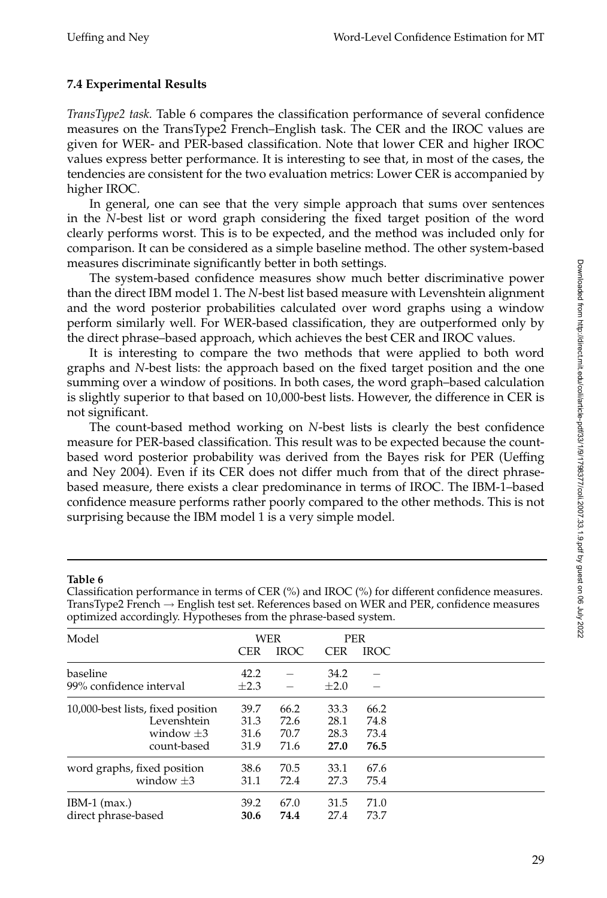### 7.4 Experimental Results

*TransType2 task.* Table 6 compares the classification performance of several confidence measures on the TransType2 French–English task. The CER and the IROC values are given for WER- and PER-based classification. Note that lower CER and higher IROC values express better performance. It is interesting to see that, in most of the cases, the tendencies are consistent for the two evaluation metrics: Lower CER is accompanied by higher IROC.

In general, one can see that the very simple approach that sums over sentences in the *N*-best list or word graph considering the fixed target position of the word clearly performs worst. This is to be expected, and the method was included only for comparison. It can be considered as a simple baseline method. The other system-based measures discriminate significantly better in both settings.

The system-based confidence measures show much better discriminative power than the direct IBM model 1. The *N*-best list based measure with Levenshtein alignment and the word posterior probabilities calculated over word graphs using a window perform similarly well. For WER-based classification, they are outperformed only by the direct phrase–based approach, which achieves the best CER and IROC values.

It is interesting to compare the two methods that were applied to both word graphs and *N*-best lists: the approach based on the fixed target position and the one summing over a window of positions. In both cases, the word graph–based calculation is slightly superior to that based on 10,000-best lists. However, the difference in CER is not significant.

The count-based method working on *N*-best lists is clearly the best confidence measure for PER-based classification. This result was to be expected because the count-based word posterior probability was derived from the Bayes risk for PER (Ueffing and Ney 2004). Even if its CER does not differ much from that of the direct phrase-based measure, there exists a clear predominance in terms of IROC. The IBM-1–based confidence measure performs rather poorly compared to the other methods. This is not surprising because the IBM model 1 is a very simple model.

**Table 6**
Classification performance in terms of CER (%) and IROC (%) for different confidence measures. TransType2 French → English test set. References based on WER and PER, confidence measures optimized accordingly. Hypotheses from the phrase-based system.

| Model | WER | | PER | |
|---|---|---|---|---|
| | CER | IROC | CER | IROC |
| baseline | 42.2 | – | 34.2 | – |
| 99% confidence interval | ±2.3 | – | ±2.0 | – |
| 10,000-best lists, fixed position | 39.7 | 66.2 | 33.3 | 66.2 |
| Levenshtein | 31.3 | 72.6 | 28.1 | 74.8 |
| window ±3 | 31.6 | 70.7 | 28.3 | 73.4 |
| count-based | 31.9 | 71.6 | **27.0** | **76.5** |
| word graphs, fixed position | 38.6 | 70.5 | 33.1 | 67.6 |
| window ±3 | 31.1 | 72.4 | 27.3 | 75.4 |
| IBM-1 (max.) | 39.2 | 67.0 | 31.5 | 71.0 |
| direct phrase-based | **30.6** | **74.4** | 27.4 | 73.7 |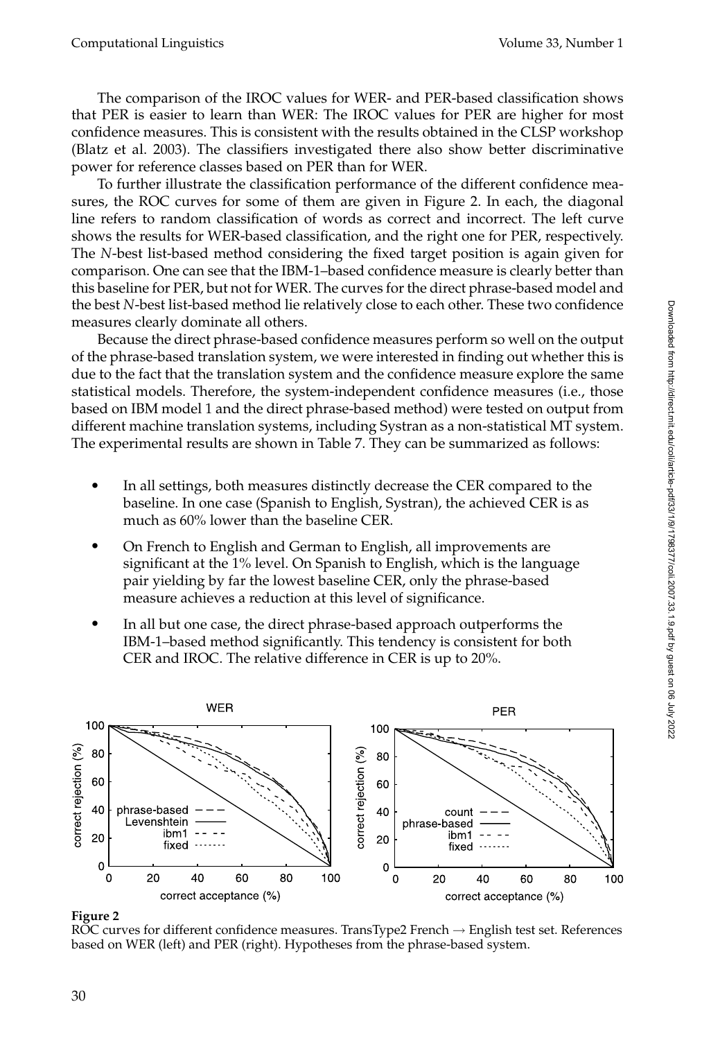The comparison of the IROC values for WER- and PER-based classification shows that PER is easier to learn than WER: The IROC values for PER are higher for most confidence measures. This is consistent with the results obtained in the CLSP workshop (Blatz et al. 2003). The classifiers investigated there also show better discriminative power for reference classes based on PER than for WER.

To further illustrate the classification performance of the different confidence measures, the ROC curves for some of them are given in Figure 2. In each, the diagonal line refers to random classification of words as correct and incorrect. The left curve shows the results for WER-based classification, and the right one for PER, respectively. The *N*-best list-based method considering the fixed target position is again given for comparison. One can see that the IBM-1–based confidence measure is clearly better than this baseline for PER, but not for WER. The curves for the direct phrase-based model and the best *N*-best list-based method lie relatively close to each other. These two confidence measures clearly dominate all others.

Because the direct phrase-based confidence measures perform so well on the output of the phrase-based translation system, we were interested in finding out whether this is due to the fact that the translation system and the confidence measure explore the same statistical models. Therefore, the system-independent confidence measures (i.e., those based on IBM model 1 and the direct phrase-based method) were tested on output from different machine translation systems, including Systran as a non-statistical MT system. The experimental results are shown in Table 7. They can be summarized as follows:

- In all settings, both measures distinctly decrease the CER compared to the baseline. In one case (Spanish to English, Systran), the achieved CER is as much as 60% lower than the baseline CER.
- On French to English and German to English, all improvements are significant at the 1% level. On Spanish to English, which is the language pair yielding by far the lowest baseline CER, only the phrase-based measure achieves a reduction at this level of significance.
- In all but one case, the direct phrase-based approach outperforms the IBM-1–based method significantly. This tendency is consistent for both CER and IROC. The relative difference in CER is up to 20%.

**Figure 2**
ROC curves for different confidence measures. TransType2 French → English test set. References based on WER (left) and PER (right). Hypotheses from the phrase-based system.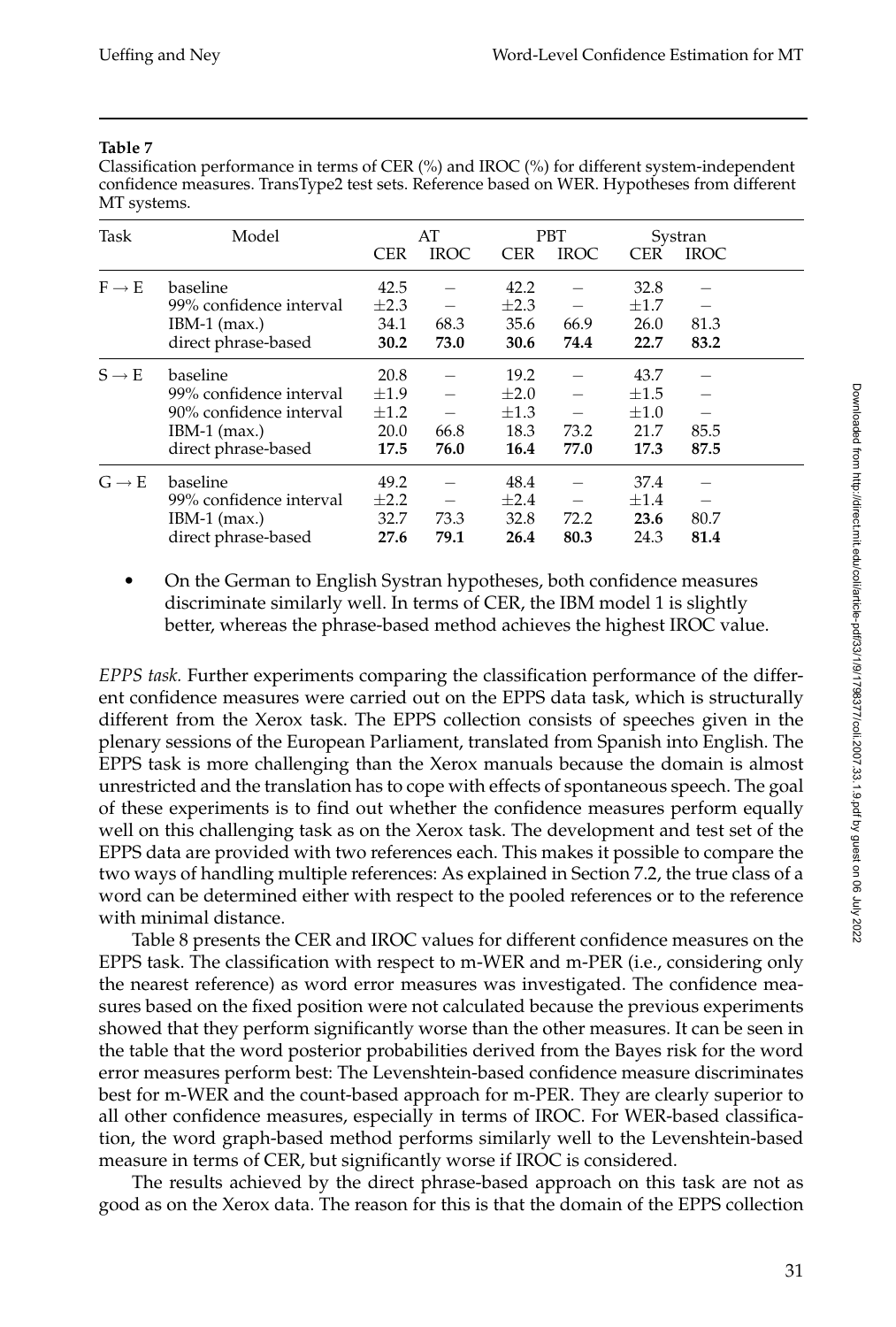**Table 7**

Classification performance in terms of CER (%) and IROC (%) for different system-independent confidence measures. TransType2 test sets. Reference based on WER. Hypotheses from different MT systems.

| Task | Model | AT | | PBT | | Systran | |
|---|---|---|---|---|---|---|---|
| | | CER | IROC | CER | IROC | CER | IROC |
| $F \rightarrow E$ | baseline | 42.5 | – | 42.2 | – | 32.8 | – |
| | 99% confidence interval | ±2.3 | – | ±2.3 | – | ±1.7 | – |
| | IBM-1 (max.) | 34.1 | 68.3 | 35.6 | 66.9 | 26.0 | 81.3 |
| | direct phrase-based | **30.2** | **73.0** | **30.6** | **74.4** | **22.7** | **83.2** |
| $S \rightarrow E$ | baseline | 20.8 | – | 19.2 | – | 43.7 | – |
| | 99% confidence interval | ±1.9 | – | ±2.0 | – | ±1.5 | – |
| | 90% confidence interval | ±1.2 | – | ±1.3 | – | ±1.0 | – |
| | IBM-1 (max.) | 20.0 | 66.8 | 18.3 | 73.2 | 21.7 | 85.5 |
| | direct phrase-based | **17.5** | **76.0** | **16.4** | **77.0** | **17.3** | **87.5** |
| $G \rightarrow E$ | baseline | 49.2 | – | 48.4 | – | 37.4 | – |
| | 99% confidence interval | ±2.2 | – | ±2.4 | – | ±1.4 | – |
| | IBM-1 (max.) | 32.7 | 73.3 | 32.8 | 72.2 | **23.6** | 80.7 |
| | direct phrase-based | **27.6** | **79.1** | **26.4** | **80.3** | 24.3 | **81.4** |

- On the German to English Systran hypotheses, both confidence measures discriminate similarly well. In terms of CER, the IBM model 1 is slightly better, whereas the phrase-based method achieves the highest IROC value.

*EPPS task.* Further experiments comparing the classification performance of the different confidence measures were carried out on the EPPS data task, which is structurally different from the Xerox task. The EPPS collection consists of speeches given in the plenary sessions of the European Parliament, translated from Spanish into English. The EPPS task is more challenging than the Xerox manuals because the domain is almost unrestricted and the translation has to cope with effects of spontaneous speech. The goal of these experiments is to find out whether the confidence measures perform equally well on this challenging task as on the Xerox task. The development and test set of the EPPS data are provided with two references each. This makes it possible to compare the two ways of handling multiple references: As explained in Section 7.2, the true class of a word can be determined either with respect to the pooled references or to the reference with minimal distance.

Table 8 presents the CER and IROC values for different confidence measures on the EPPS task. The classification with respect to m-WER and m-PER (i.e., considering only the nearest reference) as word error measures was investigated. The confidence measures based on the fixed position were not calculated because the previous experiments showed that they perform significantly worse than the other measures. It can be seen in the table that the word posterior probabilities derived from the Bayes risk for the word error measures perform best: The Levenshtein-based confidence measure discriminates best for m-WER and the count-based approach for m-PER. They are clearly superior to all other confidence measures, especially in terms of IROC. For WER-based classification, the word graph-based method performs similarly well to the Levenshtein-based measure in terms of CER, but significantly worse if IROC is considered.

The results achieved by the direct phrase-based approach on this task are not as good as on the Xerox data. The reason for this is that the domain of the EPPS collection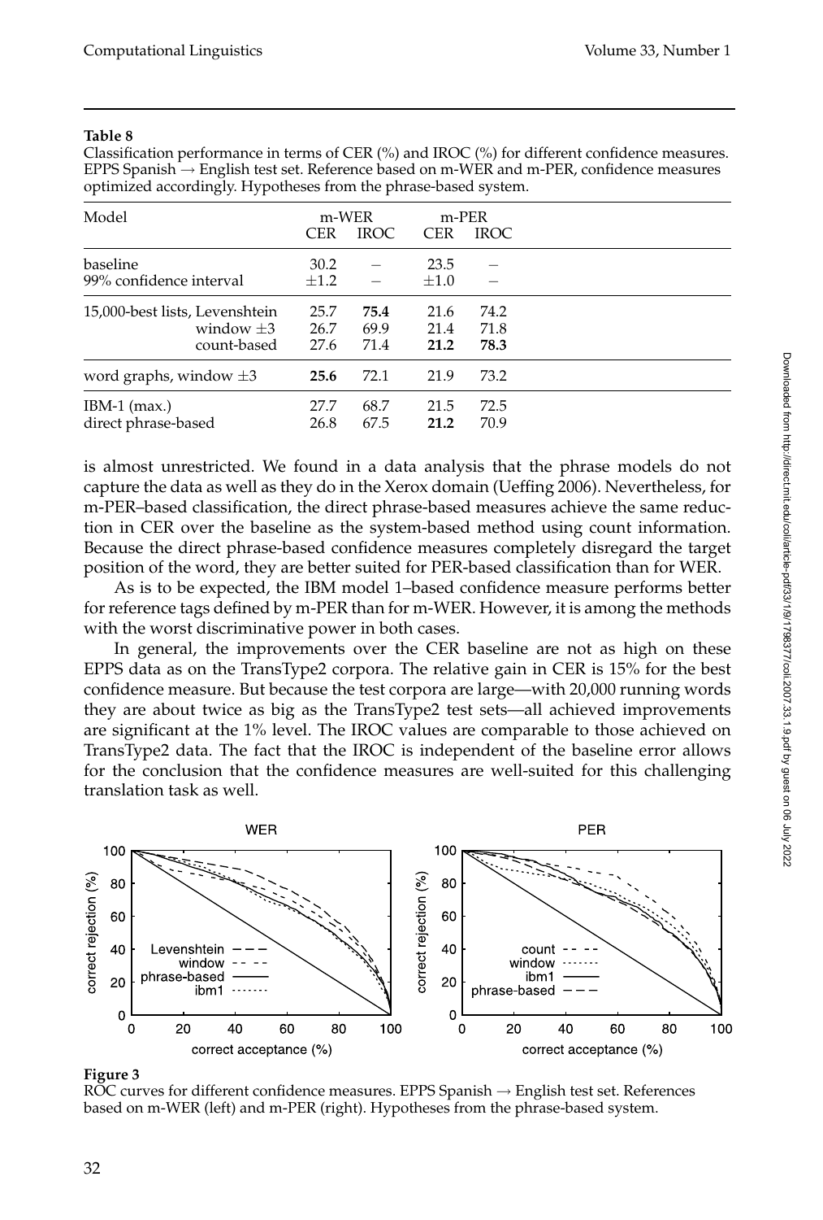**Table 8**

Classification performance in terms of CER (%) and IROC (%) for different confidence measures. EPPS Spanish → English test set. Reference based on m-WER and m-PER, confidence measures optimized accordingly. Hypotheses from the phrase-based system.

| Model | m-WER | | m-PER | |
|---|---|---|---|---|
| | CER | IROC | CER | IROC |
| baseline | 30.2 | – | 23.5 | – |
| 99% confidence interval | ±1.2 | – | ±1.0 | – |
| 15,000-best lists, Levenshtein | 25.7 | **75.4** | 21.6 | 74.2 |
| window ±3 | 26.7 | 69.9 | 21.4 | 71.8 |
| count-based | 27.6 | 71.4 | **21.2** | **78.3** |
| word graphs, window ±3 | **25.6** | 72.1 | 21.9 | 73.2 |
| IBM-1 (max.) | 27.7 | 68.7 | 21.5 | 72.5 |
| direct phrase-based | 26.8 | 67.5 | **21.2** | 70.9 |

is almost unrestricted. We found in a data analysis that the phrase models do not capture the data as well as they do in the Xerox domain (Ueffing 2006). Nevertheless, for m-PER–based classification, the direct phrase-based measures achieve the same reduction in CER over the baseline as the system-based method using count information. Because the direct phrase-based confidence measures completely disregard the target position of the word, they are better suited for PER-based classification than for WER.

As is to be expected, the IBM model 1–based confidence measure performs better for reference tags defined by m-PER than for m-WER. However, it is among the methods with the worst discriminative power in both cases.

In general, the improvements over the CER baseline are not as high on these EPPS data as on the TransType2 corpora. The relative gain in CER is 15% for the best confidence measure. But because the test corpora are large—with 20,000 running words they are about twice as big as the TransType2 test sets—all achieved improvements are significant at the 1% level. The IROC values are comparable to those achieved on TransType2 data. The fact that the IROC is independent of the baseline error allows for the conclusion that the confidence measures are well-suited for this challenging translation task as well.

**Figure 3**

ROC curves for different confidence measures. EPPS Spanish → English test set. References based on m-WER (left) and m-PER (right). Hypotheses from the phrase-based system.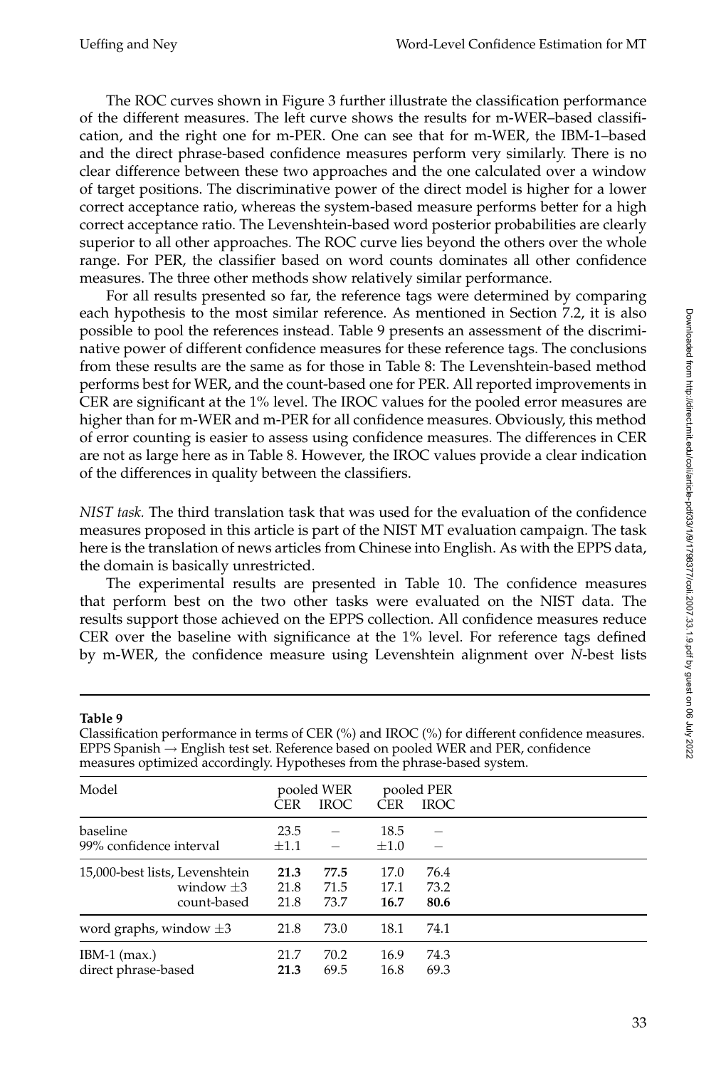The ROC curves shown in Figure 3 further illustrate the classification performance of the different measures. The left curve shows the results for m-WER–based classification, and the right one for m-PER. One can see that for m-WER, the IBM-1–based and the direct phrase-based confidence measures perform very similarly. There is no clear difference between these two approaches and the one calculated over a window of target positions. The discriminative power of the direct model is higher for a lower correct acceptance ratio, whereas the system-based measure performs better for a high correct acceptance ratio. The Levenshtein-based word posterior probabilities are clearly superior to all other approaches. The ROC curve lies beyond the others over the whole range. For PER, the classifier based on word counts dominates all other confidence measures. The three other methods show relatively similar performance.

For all results presented so far, the reference tags were determined by comparing each hypothesis to the most similar reference. As mentioned in Section 7.2, it is also possible to pool the references instead. Table 9 presents an assessment of the discriminative power of different confidence measures for these reference tags. The conclusions from these results are the same as for those in Table 8: The Levenshtein-based method performs best for WER, and the count-based one for PER. All reported improvements in CER are significant at the 1% level. The IROC values for the pooled error measures are higher than for m-WER and m-PER for all confidence measures. Obviously, this method of error counting is easier to assess using confidence measures. The differences in CER are not as large here as in Table 8. However, the IROC values provide a clear indication of the differences in quality between the classifiers.

*NIST task.* The third translation task that was used for the evaluation of the confidence measures proposed in this article is part of the NIST MT evaluation campaign. The task here is the translation of news articles from Chinese into English. As with the EPPS data, the domain is basically unrestricted.

The experimental results are presented in Table 10. The confidence measures that perform best on the two other tasks were evaluated on the NIST data. The results support those achieved on the EPPS collection. All confidence measures reduce CER over the baseline with significance at the 1% level. For reference tags defined by m-WER, the confidence measure using Levenshtein alignment over *N*-best lists

**Table 9**

Classification performance in terms of CER (%) and IROC (%) for different confidence measures. EPPS Spanish → English test set. Reference based on pooled WER and PER, confidence measures optimized accordingly. Hypotheses from the phrase-based system.

| Model | pooled WER | | pooled PER | |
|---|---|---|---|---|
| | CER | IROC | CER | IROC |
| baseline | 23.5 | – | 18.5 | – |
| 99% confidence interval | ±1.1 | – | ±1.0 | – |
| 15,000-best lists, Levenshtein | **21.3** | **77.5** | 17.0 | 76.4 |
| window ±3 | 21.8 | 71.5 | 17.1 | 73.2 |
| count-based | 21.8 | 73.7 | **16.7** | **80.6** |
| word graphs, window ±3 | 21.8 | 73.0 | 18.1 | 74.1 |
| IBM-1 (max.) | 21.7 | 70.2 | 16.9 | 74.3 |
| direct phrase-based | **21.3** | 69.5 | 16.8 | 69.3 |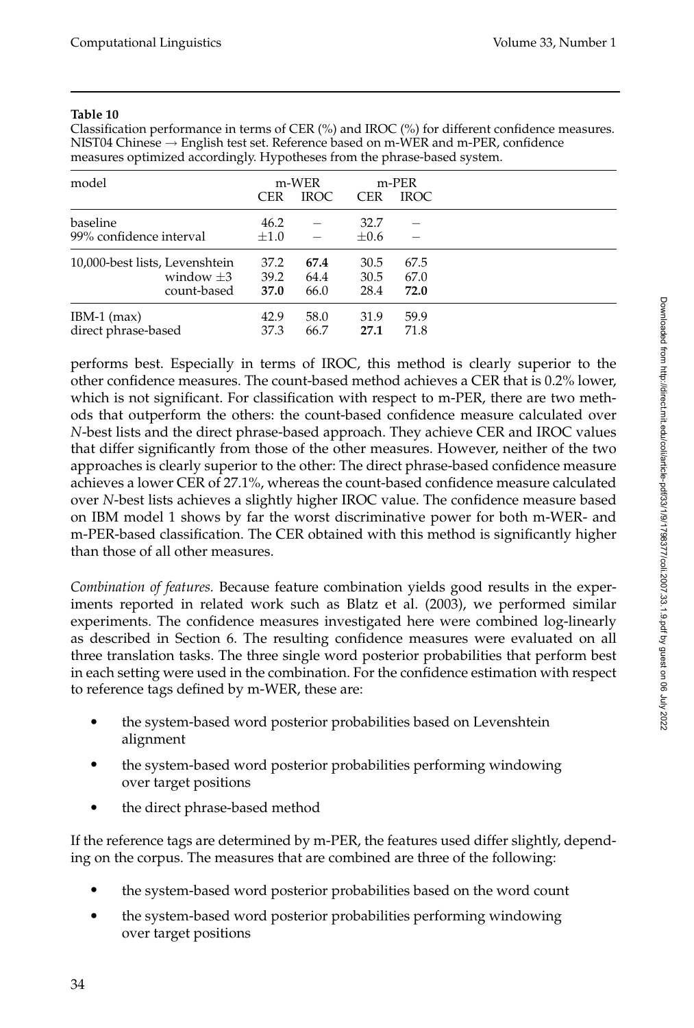**Table 10**

Classification performance in terms of CER (%) and IROC (%) for different confidence measures. NIST04 Chinese → English test set. Reference based on m-WER and m-PER, confidence measures optimized accordingly. Hypotheses from the phrase-based system.

| model | m-WER | | m-PER | |
|---|---|---|---|---|
| | CER | IROC | CER | IROC |
| baseline | 46.2 | – | 32.7 | – |
| 99% confidence interval | ±1.0 | – | ±0.6 | – |
| 10,000-best lists, Levenshtein | 37.2 | **67.4** | 30.5 | 67.5 |
| window ±3 | 39.2 | 64.4 | 30.5 | 67.0 |
| count-based | **37.0** | 66.0 | 28.4 | **72.0** |
| IBM-1 (max) | 42.9 | 58.0 | 31.9 | 59.9 |
| direct phrase-based | 37.3 | 66.7 | **27.1** | 71.8 |

performs best. Especially in terms of IROC, this method is clearly superior to the other confidence measures. The count-based method achieves a CER that is 0.2% lower, which is not significant. For classification with respect to m-PER, there are two methods that outperform the others: the count-based confidence measure calculated over *N*-best lists and the direct phrase-based approach. They achieve CER and IROC values that differ significantly from those of the other measures. However, neither of the two approaches is clearly superior to the other: The direct phrase-based confidence measure achieves a lower CER of 27.1%, whereas the count-based confidence measure calculated over *N*-best lists achieves a slightly higher IROC value. The confidence measure based on IBM model 1 shows by far the worst discriminative power for both m-WER- and m-PER-based classification. The CER obtained with this method is significantly higher than those of all other measures.

*Combination of features.* Because feature combination yields good results in the experiments reported in related work such as Blatz et al. (2003), we performed similar experiments. The confidence measures investigated here were combined log-linearly as described in Section 6. The resulting confidence measures were evaluated on all three translation tasks. The three single word posterior probabilities that perform best in each setting were used in the combination. For the confidence estimation with respect to reference tags defined by m-WER, these are:

- the system-based word posterior probabilities based on Levenshtein alignment
- the system-based word posterior probabilities performing windowing over target positions
- the direct phrase-based method

If the reference tags are determined by m-PER, the features used differ slightly, depending on the corpus. The measures that are combined are three of the following:

- the system-based word posterior probabilities based on the word count
- the system-based word posterior probabilities performing windowing over target positions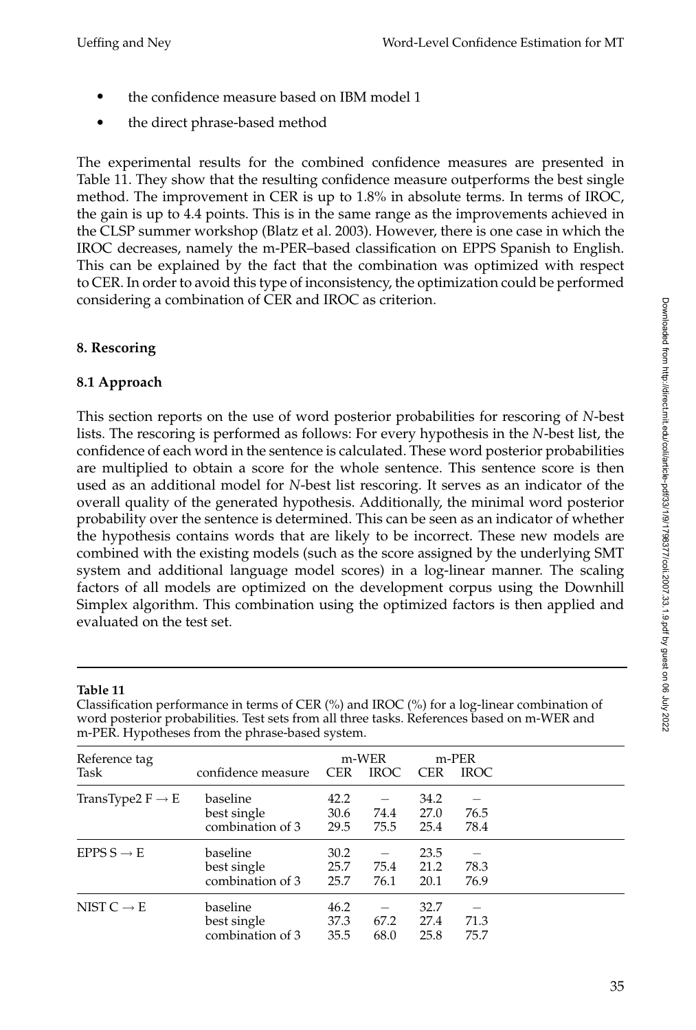- the confidence measure based on IBM model 1
- the direct phrase-based method

The experimental results for the combined confidence measures are presented in Table 11. They show that the resulting confidence measure outperforms the best single method. The improvement in CER is up to 1.8% in absolute terms. In terms of IROC, the gain is up to 4.4 points. This is in the same range as the improvements achieved in the CLSP summer workshop (Blatz et al. 2003). However, there is one case in which the IROC decreases, namely the m-PER–based classification on EPPS Spanish to English. This can be explained by the fact that the combination was optimized with respect to CER. In order to avoid this type of inconsistency, the optimization could be performed considering a combination of CER and IROC as criterion.

## 8. Rescoring

### 8.1 Approach

This section reports on the use of word posterior probabilities for rescoring of *N*-best lists. The rescoring is performed as follows: For every hypothesis in the *N*-best list, the confidence of each word in the sentence is calculated. These word posterior probabilities are multiplied to obtain a score for the whole sentence. This sentence score is then used as an additional model for *N*-best list rescoring. It serves as an indicator of the overall quality of the generated hypothesis. Additionally, the minimal word posterior probability over the sentence is determined. This can be seen as an indicator of whether the hypothesis contains words that are likely to be incorrect. These new models are combined with the existing models (such as the score assigned by the underlying SMT system and additional language model scores) in a log-linear manner. The scaling factors of all models are optimized on the development corpus using the Downhill Simplex algorithm. This combination using the optimized factors is then applied and evaluated on the test set.

**Table 11**
Classification performance in terms of CER (%) and IROC (%) for a log-linear combination of word posterior probabilities. Test sets from all three tasks. References based on m-WER and m-PER. Hypotheses from the phrase-based system.

| Reference tag | | m-WER | | m-PER | |
|---|---|---|---|---|---|
| Task | confidence measure | CER | IROC | CER | IROC |
| TransType2 F $\rightarrow$ E | baseline | 42.2 | – | 34.2 | – |
| | best single | 30.6 | 74.4 | 27.0 | 76.5 |
| | combination of 3 | 29.5 | 75.5 | 25.4 | 78.4 |
| EPPS S $\rightarrow$ E | baseline | 30.2 | – | 23.5 | – |
| | best single | 25.7 | 75.4 | 21.2 | 78.3 |
| | combination of 3 | 25.7 | 76.1 | 20.1 | 76.9 |
| NIST C $\rightarrow$ E | baseline | 46.2 | – | 32.7 | – |
| | best single | 37.3 | 67.2 | 27.4 | 71.3 |
| | combination of 3 | 35.5 | 68.0 | 25.8 | 75.7 |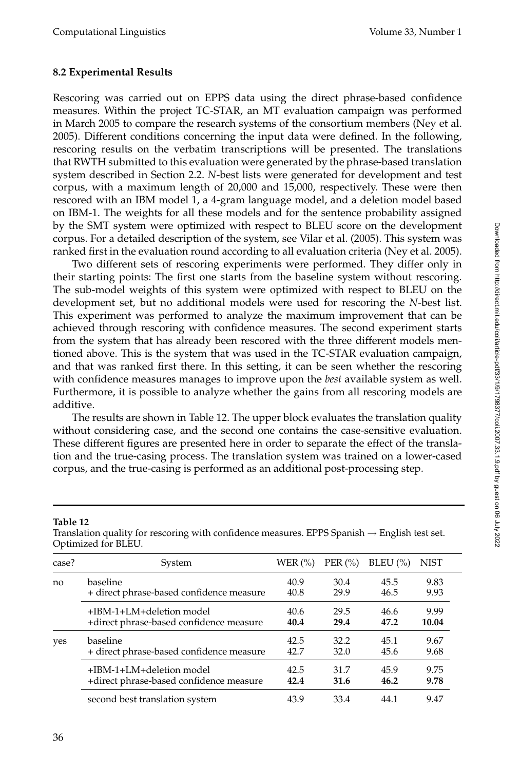### 8.2 Experimental Results

Rescoring was carried out on EPPS data using the direct phrase-based confidence measures. Within the project TC-STAR, an MT evaluation campaign was performed in March 2005 to compare the research systems of the consortium members (Ney et al. 2005). Different conditions concerning the input data were defined. In the following, rescoring results on the verbatim transcriptions will be presented. The translations that RWTH submitted to this evaluation were generated by the phrase-based translation system described in Section 2.2. *N*-best lists were generated for development and test corpus, with a maximum length of 20,000 and 15,000, respectively. These were then rescored with an IBM model 1, a 4-gram language model, and a deletion model based on IBM-1. The weights for all these models and for the sentence probability assigned by the SMT system were optimized with respect to BLEU score on the development corpus. For a detailed description of the system, see Vilar et al. (2005). This system was ranked first in the evaluation round according to all evaluation criteria (Ney et al. 2005).

Two different sets of rescoring experiments were performed. They differ only in their starting points: The first one starts from the baseline system without rescoring. The sub-model weights of this system were optimized with respect to BLEU on the development set, but no additional models were used for rescoring the *N*-best list. This experiment was performed to analyze the maximum improvement that can be achieved through rescoring with confidence measures. The second experiment starts from the system that has already been rescored with the three different models mentioned above. This is the system that was used in the TC-STAR evaluation campaign, and that was ranked first there. In this setting, it can be seen whether the rescoring with confidence measures manages to improve upon the *best* available system as well. Furthermore, it is possible to analyze whether the gains from all rescoring models are additive.

The results are shown in Table 12. The upper block evaluates the translation quality without considering case, and the second one contains the case-sensitive evaluation. These different figures are presented here in order to separate the effect of the translation and the true-casing process. The translation system was trained on a lower-cased corpus, and the true-casing is performed as an additional post-processing step.

**Table 12**
Translation quality for rescoring with confidence measures. EPPS Spanish → English test set. Optimized for BLEU.

| case? | System | WER (%) | PER (%) | BLEU (%) | NIST |
|---|---|---|---|---|---|
| no | baseline | 40.9 | 30.4 | 45.5 | 9.83 |
| | + direct phrase-based confidence measure | 40.8 | 29.9 | 46.5 | 9.93 |
| | +IBM-1+LM+deletion model | 40.6 | 29.5 | 46.6 | 9.99 |
| | +direct phrase-based confidence measure | **40.4** | **29.4** | **47.2** | **10.04** |
| yes | baseline | 42.5 | 32.2 | 45.1 | 9.67 |
| | + direct phrase-based confidence measure | 42.7 | 32.0 | 45.6 | 9.68 |
| | +IBM-1+LM+deletion model | 42.5 | 31.7 | 45.9 | 9.75 |
| | +direct phrase-based confidence measure | **42.4** | **31.6** | **46.2** | **9.78** |
| | second best translation system | 43.9 | 33.4 | 44.1 | 9.47 |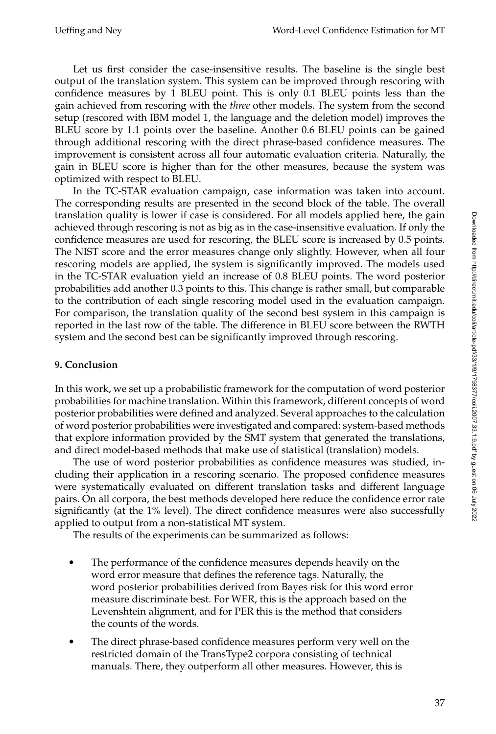Let us first consider the case-insensitive results. The baseline is the single best output of the translation system. This system can be improved through rescoring with confidence measures by 1 BLEU point. This is only 0.1 BLEU points less than the gain achieved from rescoring with the *three* other models. The system from the second setup (rescored with IBM model 1, the language and the deletion model) improves the BLEU score by 1.1 points over the baseline. Another 0.6 BLEU points can be gained through additional rescoring with the direct phrase-based confidence measures. The improvement is consistent across all four automatic evaluation criteria. Naturally, the gain in BLEU score is higher than for the other measures, because the system was optimized with respect to BLEU.

In the TC-STAR evaluation campaign, case information was taken into account. The corresponding results are presented in the second block of the table. The overall translation quality is lower if case is considered. For all models applied here, the gain achieved through rescoring is not as big as in the case-insensitive evaluation. If only the confidence measures are used for rescoring, the BLEU score is increased by 0.5 points. The NIST score and the error measures change only slightly. However, when all four rescoring models are applied, the system is significantly improved. The models used in the TC-STAR evaluation yield an increase of 0.8 BLEU points. The word posterior probabilities add another 0.3 points to this. This change is rather small, but comparable to the contribution of each single rescoring model used in the evaluation campaign. For comparison, the translation quality of the second best system in this campaign is reported in the last row of the table. The difference in BLEU score between the RWTH system and the second best can be significantly improved through rescoring.

## 9. Conclusion

In this work, we set up a probabilistic framework for the computation of word posterior probabilities for machine translation. Within this framework, different concepts of word posterior probabilities were defined and analyzed. Several approaches to the calculation of word posterior probabilities were investigated and compared: system-based methods that explore information provided by the SMT system that generated the translations, and direct model-based methods that make use of statistical (translation) models.

The use of word posterior probabilities as confidence measures was studied, including their application in a rescoring scenario. The proposed confidence measures were systematically evaluated on different translation tasks and different language pairs. On all corpora, the best methods developed here reduce the confidence error rate significantly (at the 1% level). The direct confidence measures were also successfully applied to output from a non-statistical MT system.

The results of the experiments can be summarized as follows:

- The performance of the confidence measures depends heavily on the word error measure that defines the reference tags. Naturally, the word posterior probabilities derived from Bayes risk for this word error measure discriminate best. For WER, this is the approach based on the Levenshtein alignment, and for PER this is the method that considers the counts of the words.
- The direct phrase-based confidence measures perform very well on the restricted domain of the TransType2 corpora consisting of technical manuals. There, they outperform all other measures. However, this is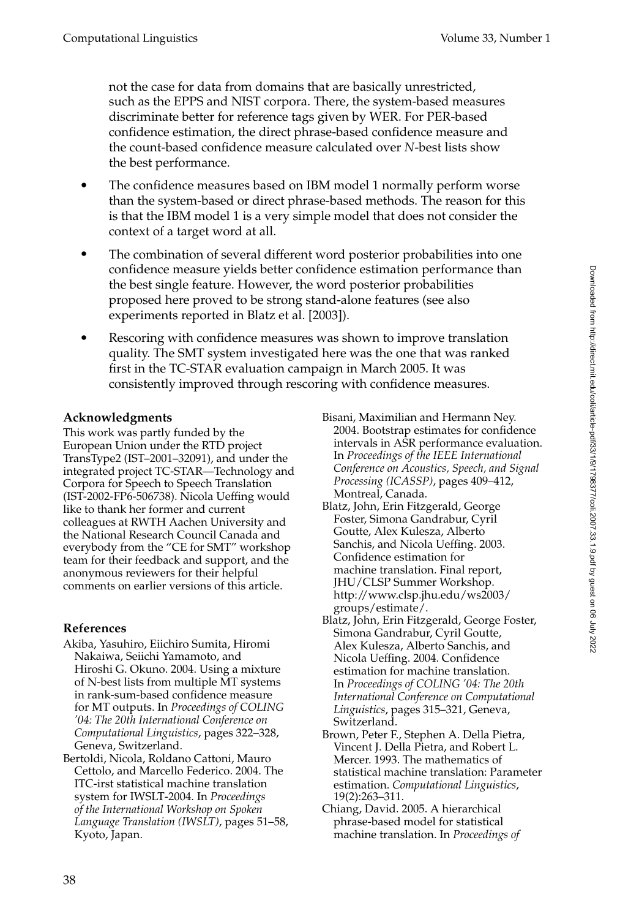not the case for data from domains that are basically unrestricted, such as the EPPS and NIST corpora. There, the system-based measures discriminate better for reference tags given by WER. For PER-based confidence estimation, the direct phrase-based confidence measure and the count-based confidence measure calculated over *N*-best lists show the best performance.

- The confidence measures based on IBM model 1 normally perform worse than the system-based or direct phrase-based methods. The reason for this is that the IBM model 1 is a very simple model that does not consider the context of a target word at all.
- The combination of several different word posterior probabilities into one confidence measure yields better confidence estimation performance than the best single feature. However, the word posterior probabilities proposed here proved to be strong stand-alone features (see also experiments reported in Blatz et al. [2003]).
- Rescoring with confidence measures was shown to improve translation quality. The SMT system investigated here was the one that was ranked first in the TC-STAR evaluation campaign in March 2005. It was consistently improved through rescoring with confidence measures.

## Acknowledgments

This work was partly funded by the European Union under the RTD project TransType2 (IST–2001–32091), and under the integrated project TC-STAR—Technology and Corpora for Speech to Speech Translation (IST-2002-FP6-506738). Nicola Ueffing would like to thank her former and current colleagues at RWTH Aachen University and the National Research Council Canada and everybody from the “CE for SMT” workshop team for their feedback and support, and the anonymous reviewers for their helpful comments on earlier versions of this article.

## References

Akiba, Yasuhiro, Eiichiro Sumita, Hiromi Nakaiwa, Seiichi Yamamoto, and Hiroshi G. Okuno. 2004. Using a mixture of N-best lists from multiple MT systems in rank-sum-based confidence measure for MT outputs. In *Proceedings of COLING '04: The 20th International Conference on Computational Linguistics*, pages 322–328, Geneva, Switzerland.

Bertoldi, Nicola, Roldano Cattoni, Mauro Cettolo, and Marcello Federico. 2004. The ITC-irst statistical machine translation system for IWSLT-2004. In *Proceedings of the International Workshop on Spoken Language Translation (IWSLT)*, pages 51–58, Kyoto, Japan.

Bisani, Maximilian and Hermann Ney. 2004. Bootstrap estimates for confidence intervals in ASR performance evaluation. In *Proceedings of the IEEE International Conference on Acoustics, Speech, and Signal Processing (ICASSP)*, pages 409–412, Montreal, Canada.

Blatz, John, Erin Fitzgerald, George Foster, Simona Gandrabur, Cyril Goutte, Alex Kulesza, Alberto Sanchis, and Nicola Ueffing. 2003. Confidence estimation for machine translation. Final report, JHU/CLSP Summer Workshop. http://www.clsp.jhu.edu/ws2003/groups/estimate/.

Blatz, John, Erin Fitzgerald, George Foster, Simona Gandrabur, Cyril Goutte, Alex Kulesza, Alberto Sanchis, and Nicola Ueffing. 2004. Confidence estimation for machine translation. In *Proceedings of COLING '04: The 20th International Conference on Computational Linguistics*, pages 315–321, Geneva, Switzerland.

Brown, Peter F., Stephen A. Della Pietra, Vincent J. Della Pietra, and Robert L. Mercer. 1993. The mathematics of statistical machine translation: Parameter estimation. *Computational Linguistics*, 19(2):263–311.

Chiang, David. 2005. A hierarchical phrase-based model for statistical machine translation. In *Proceedings of*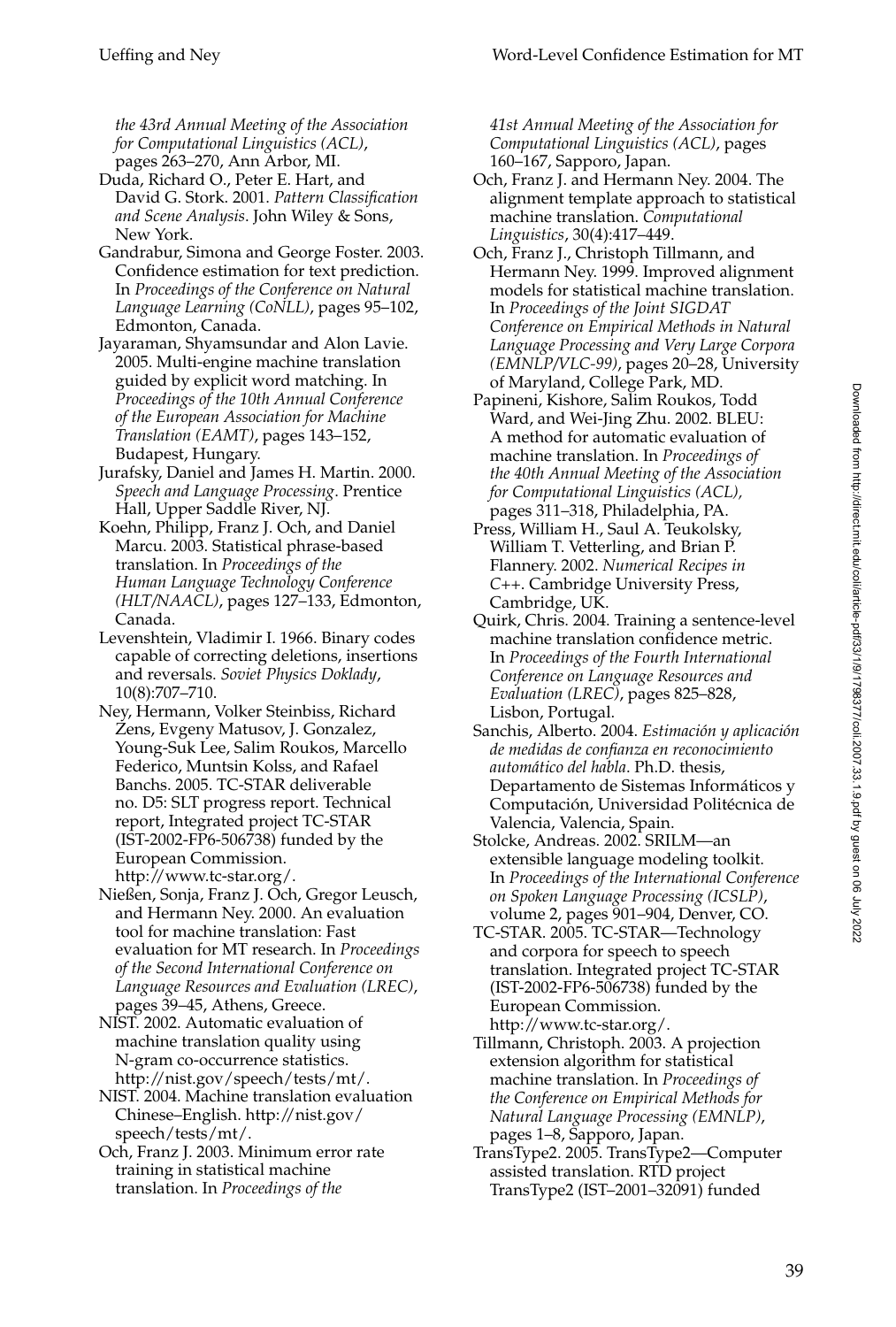*the 43rd Annual Meeting of the Association for Computational Linguistics (ACL)*, pages 263–270, Ann Arbor, MI.

Duda, Richard O., Peter E. Hart, and David G. Stork. 2001. *Pattern Classification and Scene Analysis*. John Wiley & Sons, New York.

Gandrabur, Simona and George Foster. 2003. Confidence estimation for text prediction. In *Proceedings of the Conference on Natural Language Learning (CoNLL)*, pages 95–102, Edmonton, Canada.

Jayaraman, Shyamsundar and Alon Lavie. 2005. Multi-engine machine translation guided by explicit word matching. In *Proceedings of the 10th Annual Conference of the European Association for Machine Translation (EAMT)*, pages 143–152, Budapest, Hungary.

Jurafsky, Daniel and James H. Martin. 2000. *Speech and Language Processing*. Prentice Hall, Upper Saddle River, NJ.

Koehn, Philipp, Franz J. Och, and Daniel Marcu. 2003. Statistical phrase-based translation. In *Proceedings of the Human Language Technology Conference (HLT/NAACL)*, pages 127–133, Edmonton, Canada.

Levenshtein, Vladimir I. 1966. Binary codes capable of correcting deletions, insertions and reversals. *Soviet Physics Doklady*, 10(8):707–710.

Ney, Hermann, Volker Steinbiss, Richard Zens, Evgeny Matusov, J. Gonzalez, Young-Suk Lee, Salim Roukos, Marcello Federico, Muntsin Kolss, and Rafael Banchs. 2005. TC-STAR deliverable no. D5: SLT progress report. Technical report, Integrated project TC-STAR (IST-2002-FP6-506738) funded by the European Commission. http://www.tc-star.org/.

Nießen, Sonja, Franz J. Och, Gregor Leusch, and Hermann Ney. 2000. An evaluation tool for machine translation: Fast evaluation for MT research. In *Proceedings of the Second International Conference on Language Resources and Evaluation (LREC)*, pages 39–45, Athens, Greece.

NIST. 2002. Automatic evaluation of machine translation quality using N-gram co-occurrence statistics. http://nist.gov/speech/tests/mt/.

NIST. 2004. Machine translation evaluation Chinese–English. http://nist.gov/speech/tests/mt/.

Och, Franz J. 2003. Minimum error rate training in statistical machine translation. In *Proceedings of the 41st Annual Meeting of the Association for Computational Linguistics (ACL)*, pages 160–167, Sapporo, Japan.

Och, Franz J. and Hermann Ney. 2004. The alignment template approach to statistical machine translation. *Computational Linguistics*, 30(4):417–449.

Och, Franz J., Christoph Tillmann, and Hermann Ney. 1999. Improved alignment models for statistical machine translation. In *Proceedings of the Joint SIGDAT Conference on Empirical Methods in Natural Language Processing and Very Large Corpora (EMNLP/VLC-99)*, pages 20–28, University of Maryland, College Park, MD.

Papineni, Kishore, Salim Roukos, Todd Ward, and Wei-Jing Zhu. 2002. BLEU: A method for automatic evaluation of machine translation. In *Proceedings of the 40th Annual Meeting of the Association for Computational Linguistics (ACL)*, pages 311–318, Philadelphia, PA.

Press, William H., Saul A. Teukolsky, William T. Vetterling, and Brian P. Flannery. 2002. *Numerical Recipes in C++*. Cambridge University Press, Cambridge, UK.

Quirk, Chris. 2004. Training a sentence-level machine translation confidence metric. In *Proceedings of the Fourth International Conference on Language Resources and Evaluation (LREC)*, pages 825–828, Lisbon, Portugal.

Sanchis, Alberto. 2004. *Estimación y aplicación de medidas de confianza en reconocimiento automático del habla*. Ph.D. thesis, Departamento de Sistemas Informáticos y Computación, Universidad Politécnica de Valencia, Valencia, Spain.

Stolcke, Andreas. 2002. SRILM—an extensible language modeling toolkit. In *Proceedings of the International Conference on Spoken Language Processing (ICSLP)*, volume 2, pages 901–904, Denver, CO.

TC-STAR. 2005. TC-STAR—Technology and corpora for speech to speech translation. Integrated project TC-STAR (IST-2002-FP6-506738) funded by the European Commission. http://www.tc-star.org/.

Tillmann, Christoph. 2003. A projection extension algorithm for statistical machine translation. In *Proceedings of the Conference on Empirical Methods for Natural Language Processing (EMNLP)*, pages 1–8, Sapporo, Japan.

TransType2. 2005. TransType2—Computer assisted translation. RTD project TransType2 (IST–2001–32091) funded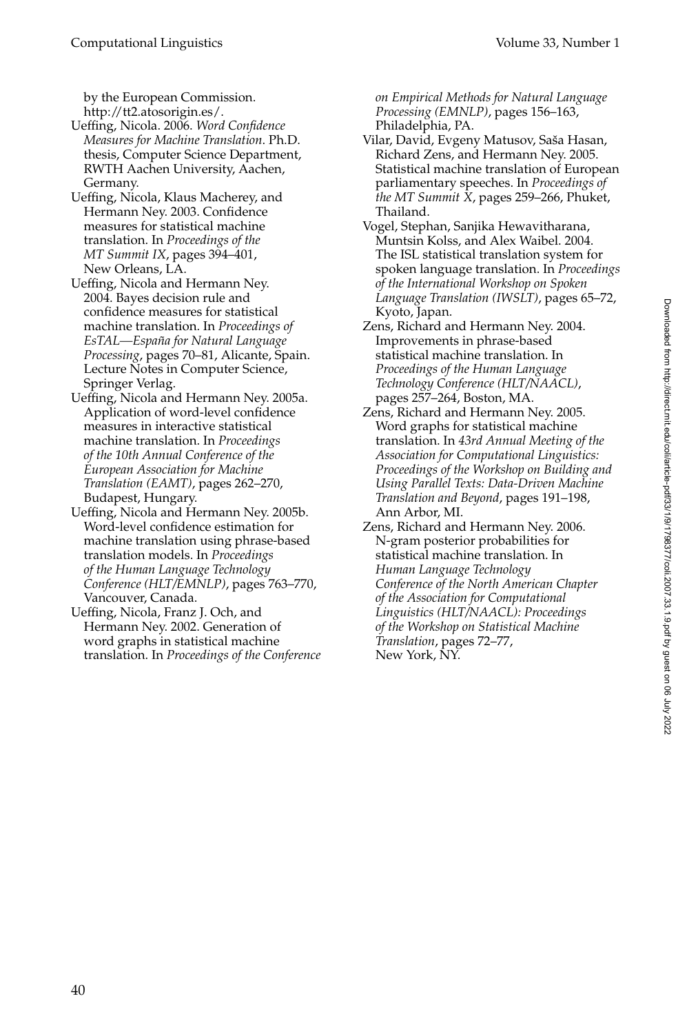by the European Commission. http://tt2.atosorigin.es/.

Ueffing, Nicola. 2006. *Word Confidence Measures for Machine Translation*. Ph.D. thesis, Computer Science Department, RWTH Aachen University, Aachen, Germany.

Ueffing, Nicola, Klaus Macherey, and Hermann Ney. 2003. Confidence measures for statistical machine translation. In *Proceedings of the MT Summit IX*, pages 394–401, New Orleans, LA.

Ueffing, Nicola and Hermann Ney. 2004. Bayes decision rule and confidence measures for statistical machine translation. In *Proceedings of EsTAL—España for Natural Language Processing*, pages 70–81, Alicante, Spain. Lecture Notes in Computer Science, Springer Verlag.

Ueffing, Nicola and Hermann Ney. 2005a. Application of word-level confidence measures in interactive statistical machine translation. In *Proceedings of the 10th Annual Conference of the European Association for Machine Translation (EAMT)*, pages 262–270, Budapest, Hungary.

Ueffing, Nicola and Hermann Ney. 2005b. Word-level confidence estimation for machine translation using phrase-based translation models. In *Proceedings of the Human Language Technology Conference (HLT/EMNLP)*, pages 763–770, Vancouver, Canada.

Ueffing, Nicola, Franz J. Och, and Hermann Ney. 2002. Generation of word graphs in statistical machine translation. In *Proceedings of the Conference on Empirical Methods for Natural Language Processing (EMNLP)*, pages 156–163, Philadelphia, PA.

Vilar, David, Evgeny Matusov, Saša Hasan, Richard Zens, and Hermann Ney. 2005. Statistical machine translation of European parliamentary speeches. In *Proceedings of the MT Summit X*, pages 259–266, Phuket, Thailand.

Vogel, Stephan, Sanjika Hewavitharana, Muntsin Kolss, and Alex Waibel. 2004. The ISL statistical translation system for spoken language translation. In *Proceedings of the International Workshop on Spoken Language Translation (IWSLT)*, pages 65–72, Kyoto, Japan.

Zens, Richard and Hermann Ney. 2004. Improvements in phrase-based statistical machine translation. In *Proceedings of the Human Language Technology Conference (HLT/NAACL)*, pages 257–264, Boston, MA.

Zens, Richard and Hermann Ney. 2005. Word graphs for statistical machine translation. In *43rd Annual Meeting of the Association for Computational Linguistics: Proceedings of the Workshop on Building and Using Parallel Texts: Data-Driven Machine Translation and Beyond*, pages 191–198, Ann Arbor, MI.

Zens, Richard and Hermann Ney. 2006. N-gram posterior probabilities for statistical machine translation. In *Human Language Technology Conference of the North American Chapter of the Association for Computational Linguistics (HLT/NAACL): Proceedings of the Workshop on Statistical Machine Translation*, pages 72–77, New York, NY.